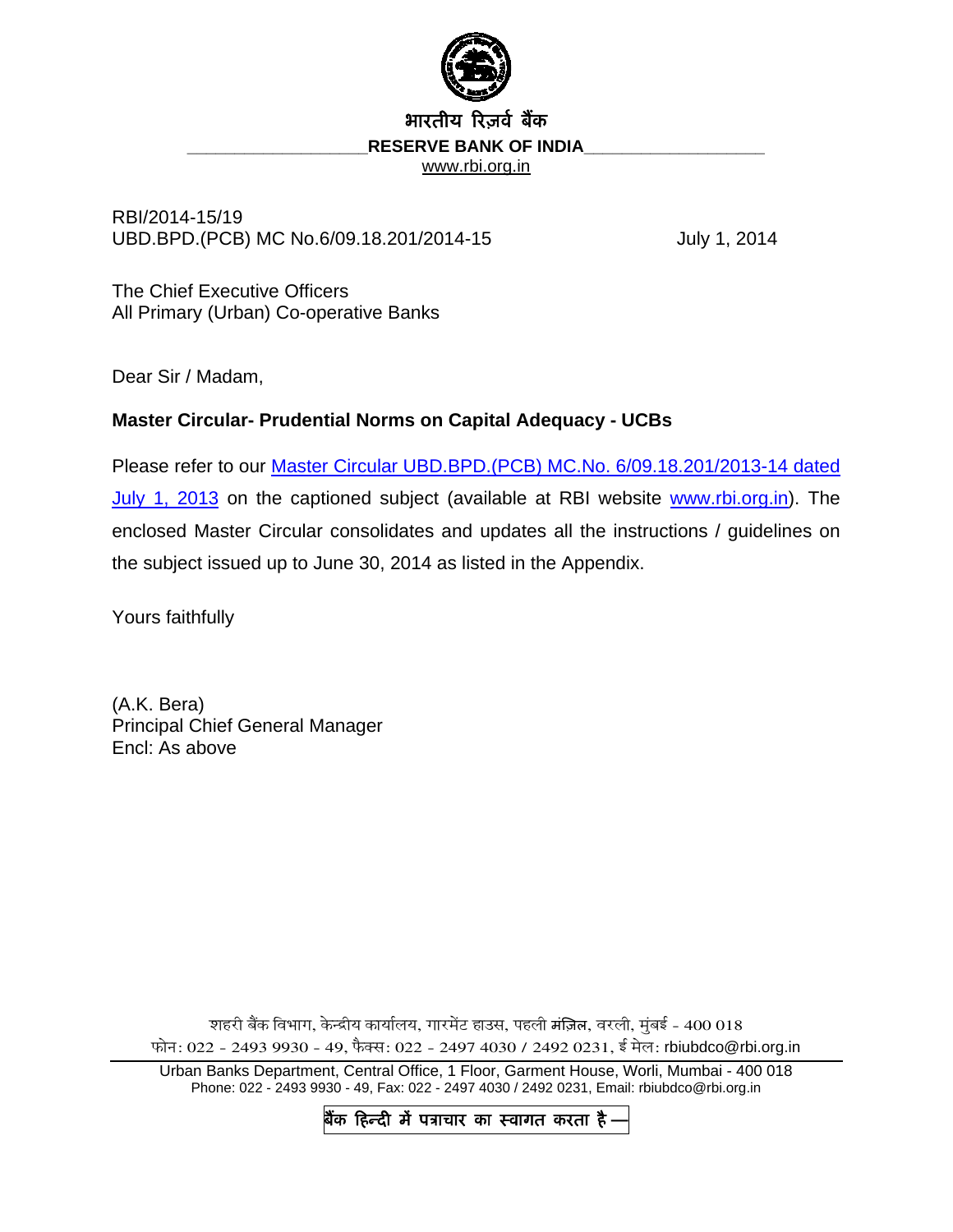भारतीय रिज़र्व बैंक

**RESERVE BANK OF INDIA**

www.rbi.org.in

RBI/2014-15/19
UBD.BPD.(PCB) MC No.6/09.18.201/2014-15 July 1, 2014

The Chief Executive Officers
All Primary (Urban) Co-operative Banks

Dear Sir / Madam,

**Master Circular- Prudential Norms on Capital Adequacy - UCBs**

Please refer to our Master Circular UBD.BPD.(PCB) MC.No. 6/09.18.201/2013-14 dated July 1, 2013 on the captioned subject (available at RBI website www.rbi.org.in). The enclosed Master Circular consolidates and updates all the instructions / guidelines on the subject issued up to June 30, 2014 as listed in the Appendix.

Yours faithfully

(A.K. Bera)
Principal Chief General Manager
Encl: As above

शहरी बैंक विभाग, केन्द्रीय कार्यालय, गारमेंट हाउस, पहली मंज़िल, वरली, मुंबई - 400 018
फोन: 022 - 2493 9930 - 49, फैक्स: 022 - 2497 4030 / 2492 0231, ई मेल: rbiubdco@rbi.org.in

Urban Banks Department, Central Office, 1 Floor, Garment House, Worli, Mumbai - 400 018
Phone: 022 - 2493 9930 - 49, Fax: 022 - 2497 4030 / 2492 0231, Email: rbiubdco@rbi.org.in

बैंक हिन्दी में पत्राचार का स्वागत करता है —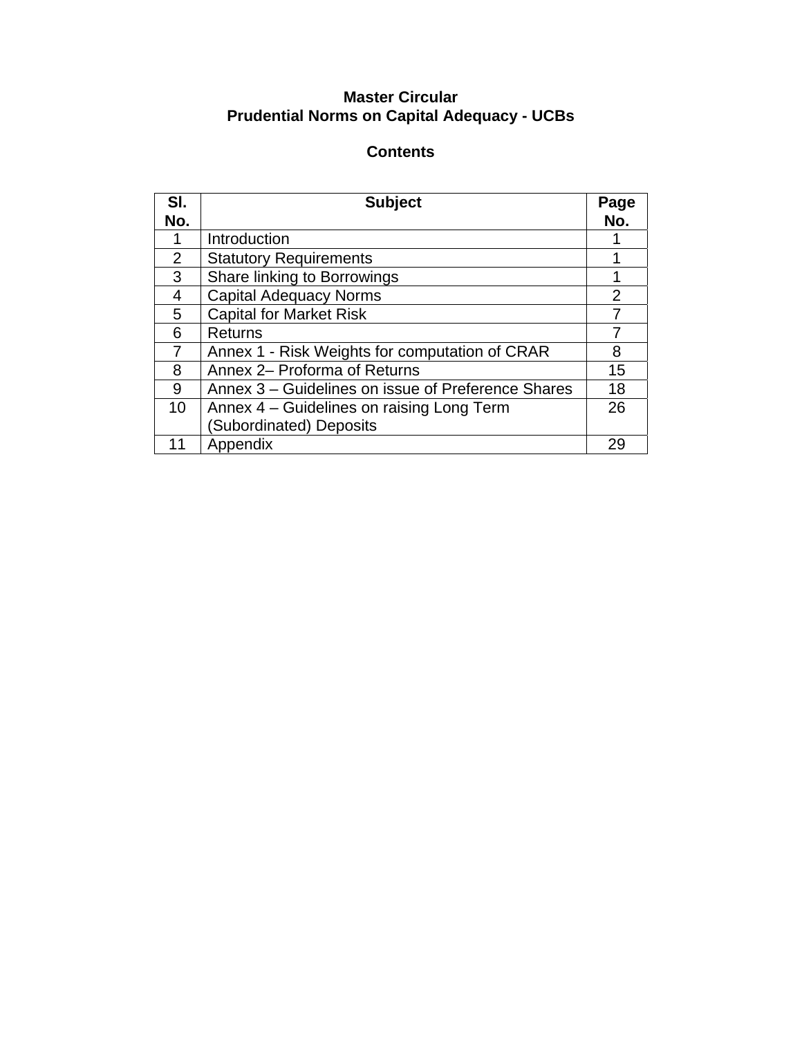# Master Circular
# Prudential Norms on Capital Adequacy - UCBs

## Contents

| Sl. No. | Subject | Page No. |
|---|---|---|
| 1 | Introduction | 1 |
| 2 | Statutory Requirements | 1 |
| 3 | Share linking to Borrowings | 1 |
| 4 | Capital Adequacy Norms | 2 |
| 5 | Capital for Market Risk | 7 |
| 6 | Returns | 7 |
| 7 | Annex 1 - Risk Weights for computation of CRAR | 8 |
| 8 | Annex 2– Proforma of Returns | 15 |
| 9 | Annex 3 – Guidelines on issue of Preference Shares | 18 |
| 10 | Annex 4 – Guidelines on raising Long Term (Subordinated) Deposits | 26 |
| 11 | Appendix | 29 |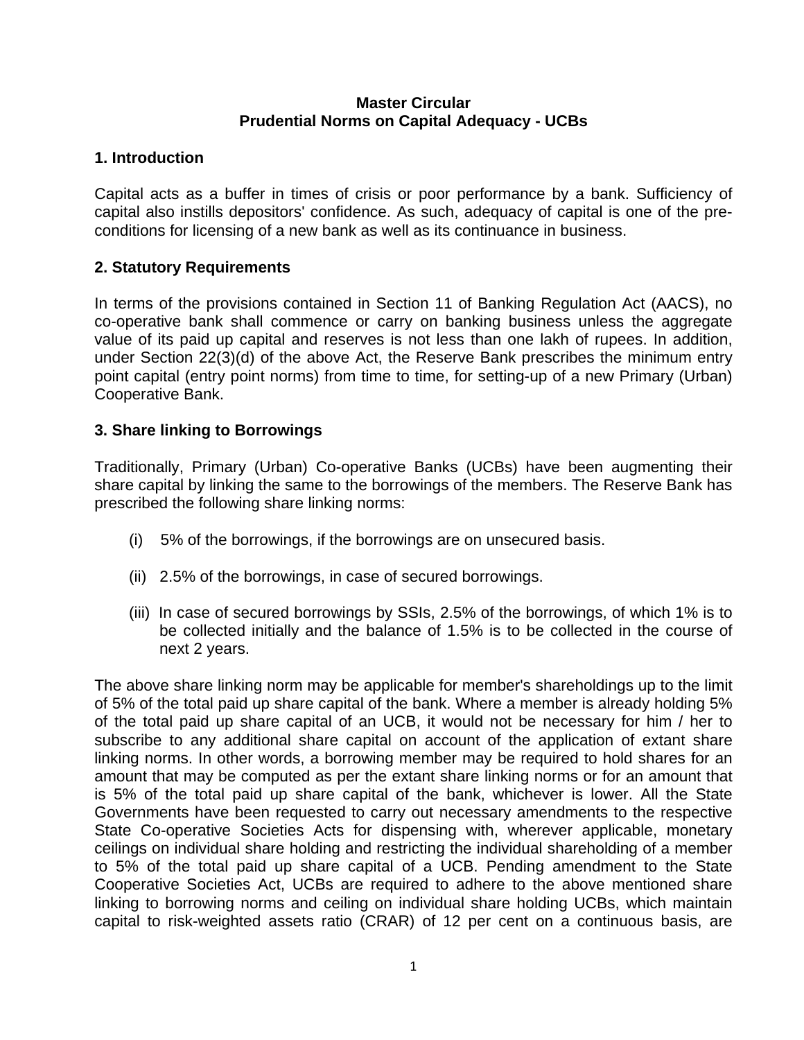**Master Circular**
**Prudential Norms on Capital Adequacy - UCBs**

## 1. Introduction

Capital acts as a buffer in times of crisis or poor performance by a bank. Sufficiency of capital also instills depositors' confidence. As such, adequacy of capital is one of the pre-conditions for licensing of a new bank as well as its continuance in business.

## 2. Statutory Requirements

In terms of the provisions contained in Section 11 of Banking Regulation Act (AACS), no co-operative bank shall commence or carry on banking business unless the aggregate value of its paid up capital and reserves is not less than one lakh of rupees. In addition, under Section 22(3)(d) of the above Act, the Reserve Bank prescribes the minimum entry point capital (entry point norms) from time to time, for setting-up of a new Primary (Urban) Cooperative Bank.

## 3. Share linking to Borrowings

Traditionally, Primary (Urban) Co-operative Banks (UCBs) have been augmenting their share capital by linking the same to the borrowings of the members. The Reserve Bank has prescribed the following share linking norms:

(i) 5% of the borrowings, if the borrowings are on unsecured basis.

(ii) 2.5% of the borrowings, in case of secured borrowings.

(iii) In case of secured borrowings by SSIs, 2.5% of the borrowings, of which 1% is to be collected initially and the balance of 1.5% is to be collected in the course of next 2 years.

The above share linking norm may be applicable for member's shareholdings up to the limit of 5% of the total paid up share capital of the bank. Where a member is already holding 5% of the total paid up share capital of an UCB, it would not be necessary for him / her to subscribe to any additional share capital on account of the application of extant share linking norms. In other words, a borrowing member may be required to hold shares for an amount that may be computed as per the extant share linking norms or for an amount that is 5% of the total paid up share capital of the bank, whichever is lower. All the State Governments have been requested to carry out necessary amendments to the respective State Co-operative Societies Acts for dispensing with, wherever applicable, monetary ceilings on individual share holding and restricting the individual shareholding of a member to 5% of the total paid up share capital of a UCB. Pending amendment to the State Cooperative Societies Act, UCBs are required to adhere to the above mentioned share linking to borrowing norms and ceiling on individual share holding UCBs, which maintain capital to risk-weighted assets ratio (CRAR) of 12 per cent on a continuous basis, are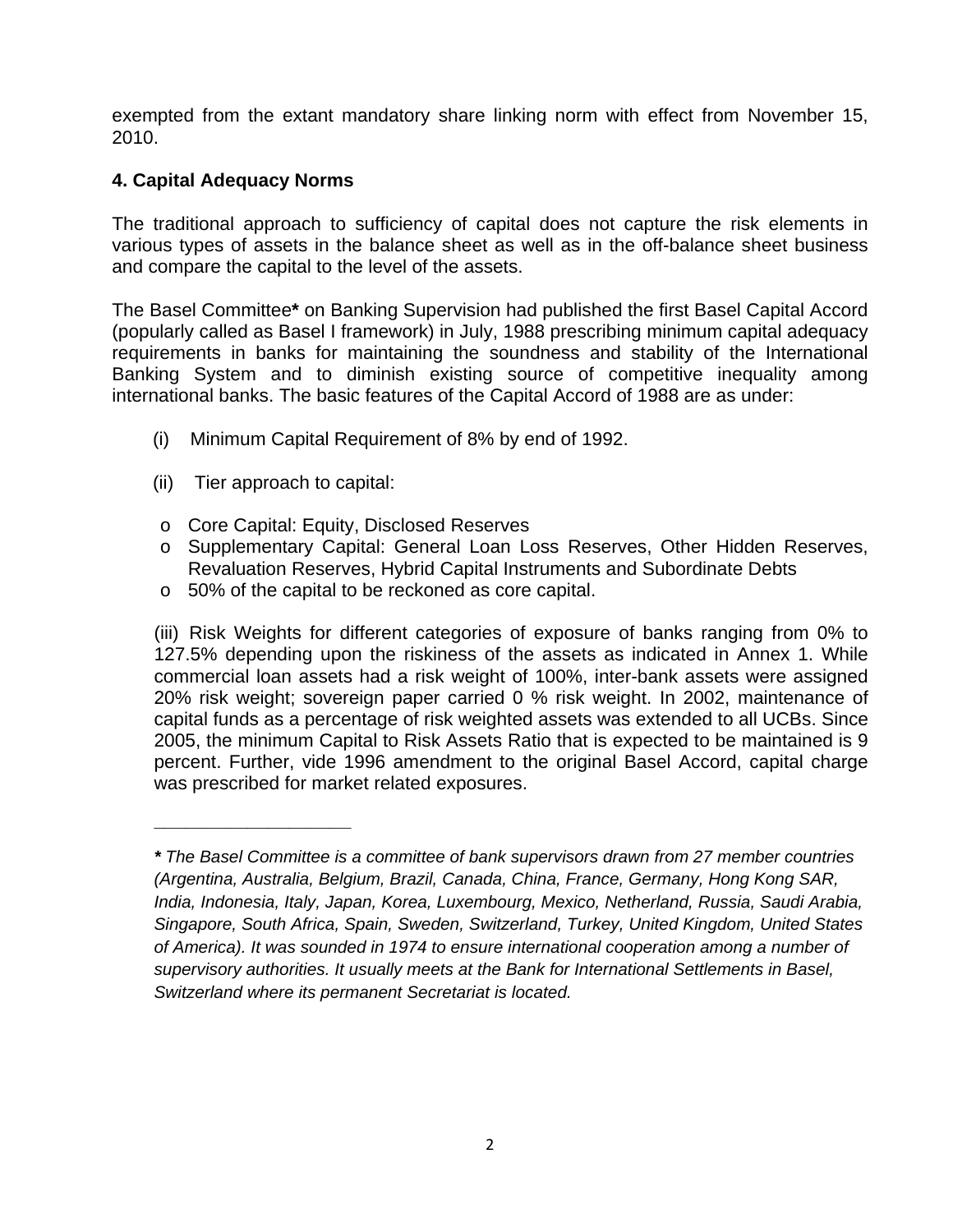exempted from the extant mandatory share linking norm with effect from November 15, 2010.

### 4. Capital Adequacy Norms

The traditional approach to sufficiency of capital does not capture the risk elements in various types of assets in the balance sheet as well as in the off-balance sheet business and compare the capital to the level of the assets.

The Basel Committee* on Banking Supervision had published the first Basel Capital Accord (popularly called as Basel I framework) in July, 1988 prescribing minimum capital adequacy requirements in banks for maintaining the soundness and stability of the International Banking System and to diminish existing source of competitive inequality among international banks. The basic features of the Capital Accord of 1988 are as under:

(i) Minimum Capital Requirement of 8% by end of 1992.

(ii) Tier approach to capital:

- Core Capital: Equity, Disclosed Reserves
- Supplementary Capital: General Loan Loss Reserves, Other Hidden Reserves, Revaluation Reserves, Hybrid Capital Instruments and Subordinate Debts
- 50% of the capital to be reckoned as core capital.

(iii) Risk Weights for different categories of exposure of banks ranging from 0% to 127.5% depending upon the riskiness of the assets as indicated in Annex 1. While commercial loan assets had a risk weight of 100%, inter-bank assets were assigned 20% risk weight; sovereign paper carried 0 % risk weight. In 2002, maintenance of capital funds as a percentage of risk weighted assets was extended to all UCBs. Since 2005, the minimum Capital to Risk Assets Ratio that is expected to be maintained is 9 percent. Further, vide 1996 amendment to the original Basel Accord, capital charge was prescribed for market related exposures.

---

***** *The Basel Committee is a committee of bank supervisors drawn from 27 member countries (Argentina, Australia, Belgium, Brazil, Canada, China, France, Germany, Hong Kong SAR, India, Indonesia, Italy, Japan, Korea, Luxembourg, Mexico, Netherland, Russia, Saudi Arabia, Singapore, South Africa, Spain, Sweden, Switzerland, Turkey, United Kingdom, United States of America). It was sounded in 1974 to ensure international cooperation among a number of supervisory authorities. It usually meets at the Bank for International Settlements in Basel, Switzerland where its permanent Secretariat is located.*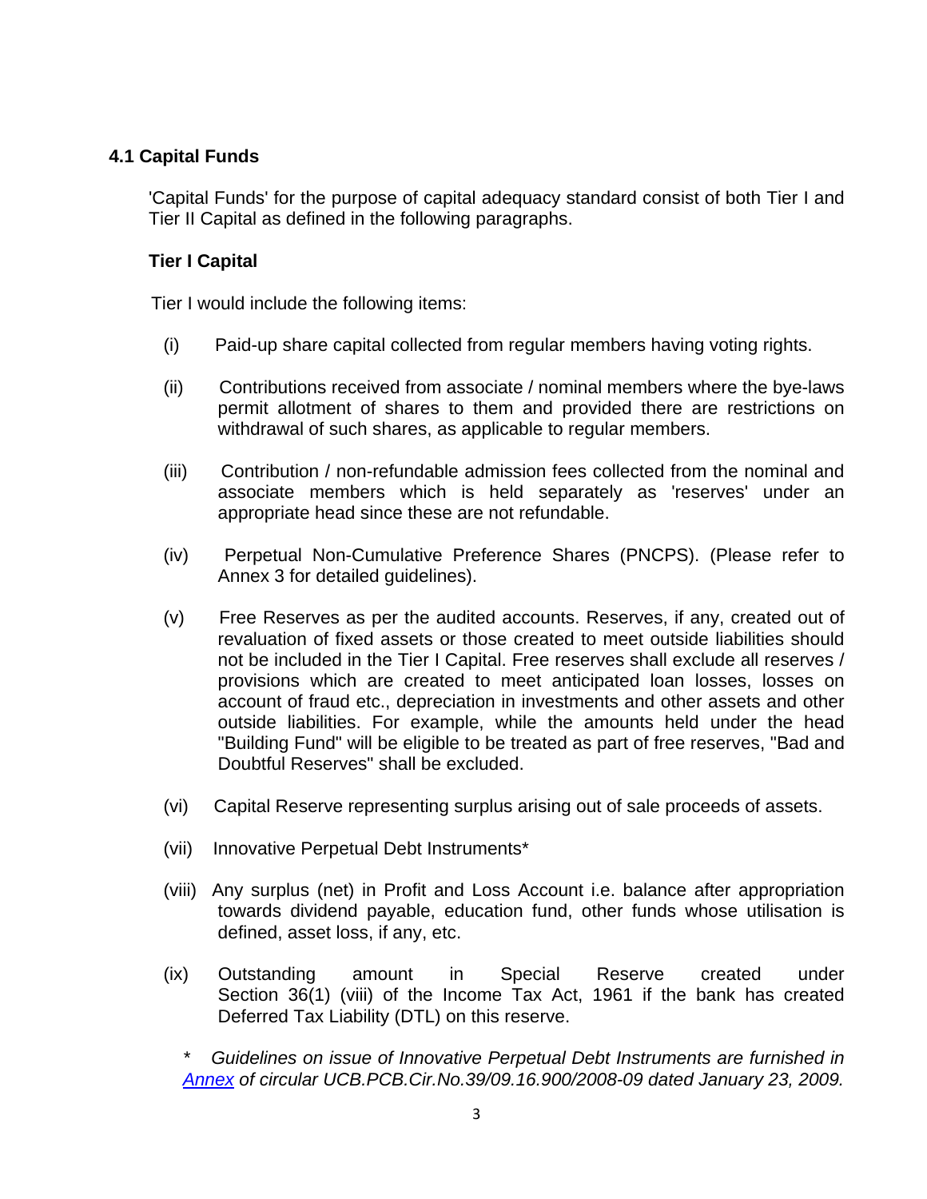## 4.1 Capital Funds

'Capital Funds' for the purpose of capital adequacy standard consist of both Tier I and Tier II Capital as defined in the following paragraphs.

### Tier I Capital

Tier I would include the following items:

(i) Paid-up share capital collected from regular members having voting rights.

(ii) Contributions received from associate / nominal members where the bye-laws permit allotment of shares to them and provided there are restrictions on withdrawal of such shares, as applicable to regular members.

(iii) Contribution / non-refundable admission fees collected from the nominal and associate members which is held separately as 'reserves' under an appropriate head since these are not refundable.

(iv) Perpetual Non-Cumulative Preference Shares (PNCPS). (Please refer to Annex 3 for detailed guidelines).

(v) Free Reserves as per the audited accounts. Reserves, if any, created out of revaluation of fixed assets or those created to meet outside liabilities should not be included in the Tier I Capital. Free reserves shall exclude all reserves / provisions which are created to meet anticipated loan losses, losses on account of fraud etc., depreciation in investments and other assets and other outside liabilities. For example, while the amounts held under the head "Building Fund" will be eligible to be treated as part of free reserves, "Bad and Doubtful Reserves" shall be excluded.

(vi) Capital Reserve representing surplus arising out of sale proceeds of assets.

(vii) Innovative Perpetual Debt Instruments*

(viii) Any surplus (net) in Profit and Loss Account i.e. balance after appropriation towards dividend payable, education fund, other funds whose utilisation is defined, asset loss, if any, etc.

(ix) Outstanding amount in Special Reserve created under Section 36(1) (viii) of the Income Tax Act, 1961 if the bank has created Deferred Tax Liability (DTL) on this reserve.

*\* Guidelines on issue of Innovative Perpetual Debt Instruments are furnished in Annex of circular UCB.PCB.Cir.No.39/09.16.900/2008-09 dated January 23, 2009.*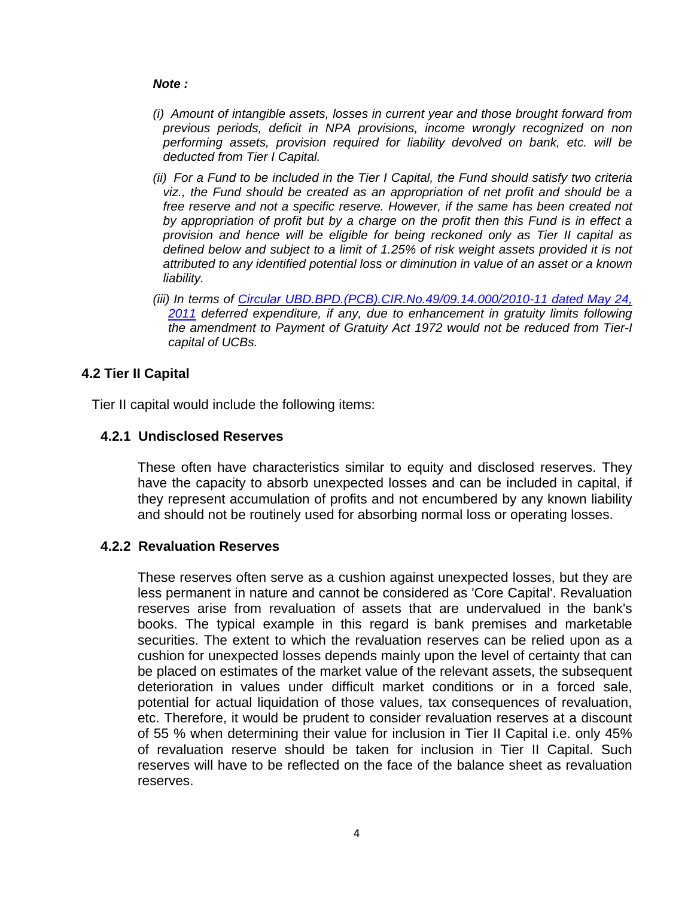***Note :***

*(i) Amount of intangible assets, losses in current year and those brought forward from previous periods, deficit in NPA provisions, income wrongly recognized on non performing assets, provision required for liability devolved on bank, etc. will be deducted from Tier I Capital.*

*(ii) For a Fund to be included in the Tier I Capital, the Fund should satisfy two criteria viz., the Fund should be created as an appropriation of net profit and should be a free reserve and not a specific reserve. However, if the same has been created not by appropriation of profit but by a charge on the profit then this Fund is in effect a provision and hence will be eligible for being reckoned only as Tier II capital as defined below and subject to a limit of 1.25% of risk weight assets provided it is not attributed to any identified potential loss or diminution in value of an asset or a known liability.*

*(iii) In terms of [Circular UBD.BPD.(PCB).CIR.No.49/09.14.000/2010-11 dated May 24, 2011]() deferred expenditure, if any, due to enhancement in gratuity limits following the amendment to Payment of Gratuity Act 1972 would not be reduced from Tier-I capital of UCBs.*

## 4.2 Tier II Capital

Tier II capital would include the following items:

### 4.2.1 Undisclosed Reserves

These often have characteristics similar to equity and disclosed reserves. They have the capacity to absorb unexpected losses and can be included in capital, if they represent accumulation of profits and not encumbered by any known liability and should not be routinely used for absorbing normal loss or operating losses.

### 4.2.2 Revaluation Reserves

These reserves often serve as a cushion against unexpected losses, but they are less permanent in nature and cannot be considered as 'Core Capital'. Revaluation reserves arise from revaluation of assets that are undervalued in the bank's books. The typical example in this regard is bank premises and marketable securities. The extent to which the revaluation reserves can be relied upon as a cushion for unexpected losses depends mainly upon the level of certainty that can be placed on estimates of the market value of the relevant assets, the subsequent deterioration in values under difficult market conditions or in a forced sale, potential for actual liquidation of those values, tax consequences of revaluation, etc. Therefore, it would be prudent to consider revaluation reserves at a discount of 55 % when determining their value for inclusion in Tier II Capital i.e. only 45% of revaluation reserve should be taken for inclusion in Tier II Capital. Such reserves will have to be reflected on the face of the balance sheet as revaluation reserves.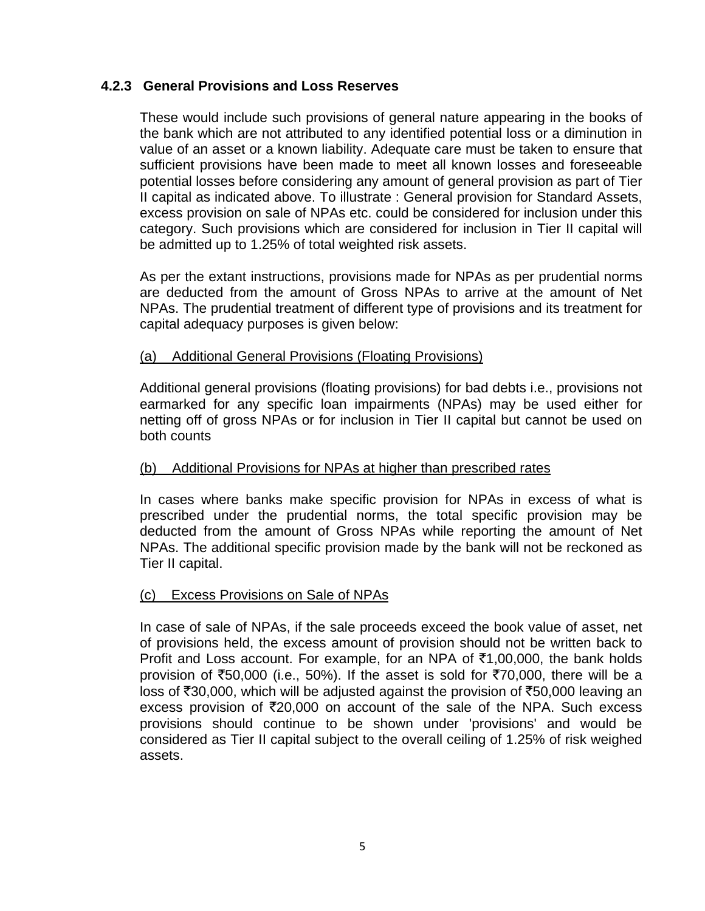### 4.2.3 General Provisions and Loss Reserves

These would include such provisions of general nature appearing in the books of the bank which are not attributed to any identified potential loss or a diminution in value of an asset or a known liability. Adequate care must be taken to ensure that sufficient provisions have been made to meet all known losses and foreseeable potential losses before considering any amount of general provision as part of Tier II capital as indicated above. To illustrate : General provision for Standard Assets, excess provision on sale of NPAs etc. could be considered for inclusion under this category. Such provisions which are considered for inclusion in Tier II capital will be admitted up to 1.25% of total weighted risk assets.

As per the extant instructions, provisions made for NPAs as per prudential norms are deducted from the amount of Gross NPAs to arrive at the amount of Net NPAs. The prudential treatment of different type of provisions and its treatment for capital adequacy purposes is given below:

<u>(a) Additional General Provisions (Floating Provisions)</u>

Additional general provisions (floating provisions) for bad debts i.e., provisions not earmarked for any specific loan impairments (NPAs) may be used either for netting off of gross NPAs or for inclusion in Tier II capital but cannot be used on both counts

<u>(b) Additional Provisions for NPAs at higher than prescribed rates</u>

In cases where banks make specific provision for NPAs in excess of what is prescribed under the prudential norms, the total specific provision may be deducted from the amount of Gross NPAs while reporting the amount of Net NPAs. The additional specific provision made by the bank will not be reckoned as Tier II capital.

<u>(c) Excess Provisions on Sale of NPAs</u>

In case of sale of NPAs, if the sale proceeds exceed the book value of asset, net of provisions held, the excess amount of provision should not be written back to Profit and Loss account. For example, for an NPA of ₹1,00,000, the bank holds provision of ₹50,000 (i.e., 50%). If the asset is sold for ₹70,000, there will be a loss of ₹30,000, which will be adjusted against the provision of ₹50,000 leaving an excess provision of ₹20,000 on account of the sale of the NPA. Such excess provisions should continue to be shown under 'provisions' and would be considered as Tier II capital subject to the overall ceiling of 1.25% of risk weighed assets.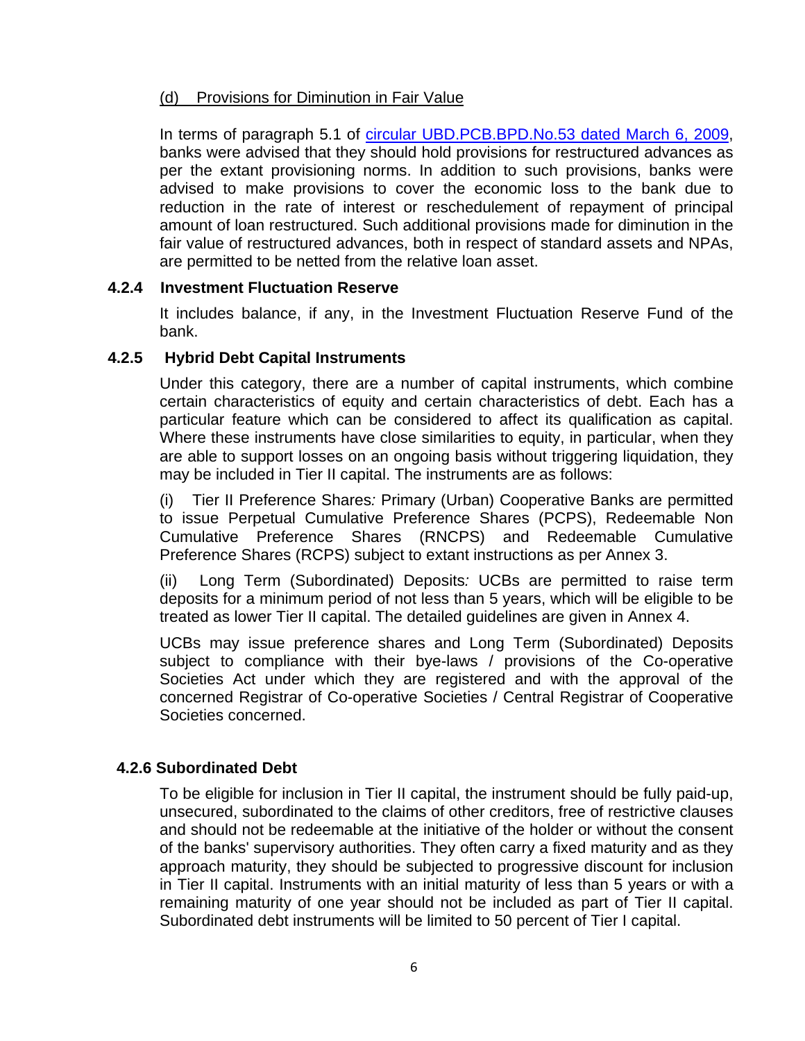(d) Provisions for Diminution in Fair Value

In terms of paragraph 5.1 of [circular UBD.PCB.BPD.No.53 dated March 6, 2009](), banks were advised that they should hold provisions for restructured advances as per the extant provisioning norms. In addition to such provisions, banks were advised to make provisions to cover the economic loss to the bank due to reduction in the rate of interest or reschedulement of repayment of principal amount of loan restructured. Such additional provisions made for diminution in the fair value of restructured advances, both in respect of standard assets and NPAs, are permitted to be netted from the relative loan asset.

#### 4.2.4 Investment Fluctuation Reserve

It includes balance, if any, in the Investment Fluctuation Reserve Fund of the bank.

#### 4.2.5 Hybrid Debt Capital Instruments

Under this category, there are a number of capital instruments, which combine certain characteristics of equity and certain characteristics of debt. Each has a particular feature which can be considered to affect its qualification as capital. Where these instruments have close similarities to equity, in particular, when they are able to support losses on an ongoing basis without triggering liquidation, they may be included in Tier II capital. The instruments are as follows:

(i) Tier II Preference Shares*:* Primary (Urban) Cooperative Banks are permitted to issue Perpetual Cumulative Preference Shares (PCPS), Redeemable Non Cumulative Preference Shares (RNCPS) and Redeemable Cumulative Preference Shares (RCPS) subject to extant instructions as per Annex 3.

(ii) Long Term (Subordinated) Deposits*:* UCBs are permitted to raise term deposits for a minimum period of not less than 5 years, which will be eligible to be treated as lower Tier II capital. The detailed guidelines are given in Annex 4.

UCBs may issue preference shares and Long Term (Subordinated) Deposits subject to compliance with their bye-laws / provisions of the Co-operative Societies Act under which they are registered and with the approval of the concerned Registrar of Co-operative Societies / Central Registrar of Cooperative Societies concerned.

#### 4.2.6 Subordinated Debt

To be eligible for inclusion in Tier II capital, the instrument should be fully paid-up, unsecured, subordinated to the claims of other creditors, free of restrictive clauses and should not be redeemable at the initiative of the holder or without the consent of the banks' supervisory authorities. They often carry a fixed maturity and as they approach maturity, they should be subjected to progressive discount for inclusion in Tier II capital. Instruments with an initial maturity of less than 5 years or with a remaining maturity of one year should not be included as part of Tier II capital. Subordinated debt instruments will be limited to 50 percent of Tier I capital.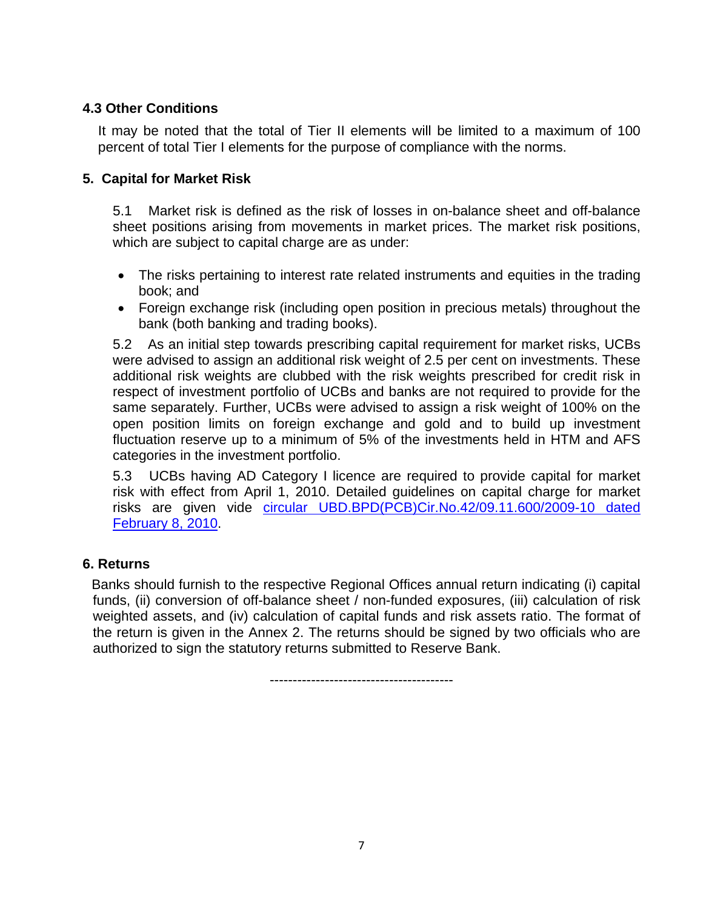### 4.3 Other Conditions

It may be noted that the total of Tier II elements will be limited to a maximum of 100 percent of total Tier I elements for the purpose of compliance with the norms.

## 5. Capital for Market Risk

5.1 Market risk is defined as the risk of losses in on-balance sheet and off-balance sheet positions arising from movements in market prices. The market risk positions, which are subject to capital charge are as under:

- The risks pertaining to interest rate related instruments and equities in the trading book; and
- Foreign exchange risk (including open position in precious metals) throughout the bank (both banking and trading books).

5.2 As an initial step towards prescribing capital requirement for market risks, UCBs were advised to assign an additional risk weight of 2.5 per cent on investments. These additional risk weights are clubbed with the risk weights prescribed for credit risk in respect of investment portfolio of UCBs and banks are not required to provide for the same separately. Further, UCBs were advised to assign a risk weight of 100% on the open position limits on foreign exchange and gold and to build up investment fluctuation reserve up to a minimum of 5% of the investments held in HTM and AFS categories in the investment portfolio.

5.3 UCBs having AD Category I licence are required to provide capital for market risk with effect from April 1, 2010. Detailed guidelines on capital charge for market risks are given vide circular UBD.BPD(PCB)Cir.No.42/09.11.600/2009-10 dated February 8, 2010.

## 6. Returns

Banks should furnish to the respective Regional Offices annual return indicating (i) capital funds, (ii) conversion of off-balance sheet / non-funded exposures, (iii) calculation of risk weighted assets, and (iv) calculation of capital funds and risk assets ratio. The format of the return is given in the Annex 2. The returns should be signed by two officials who are authorized to sign the statutory returns submitted to Reserve Bank.

---------------------------------------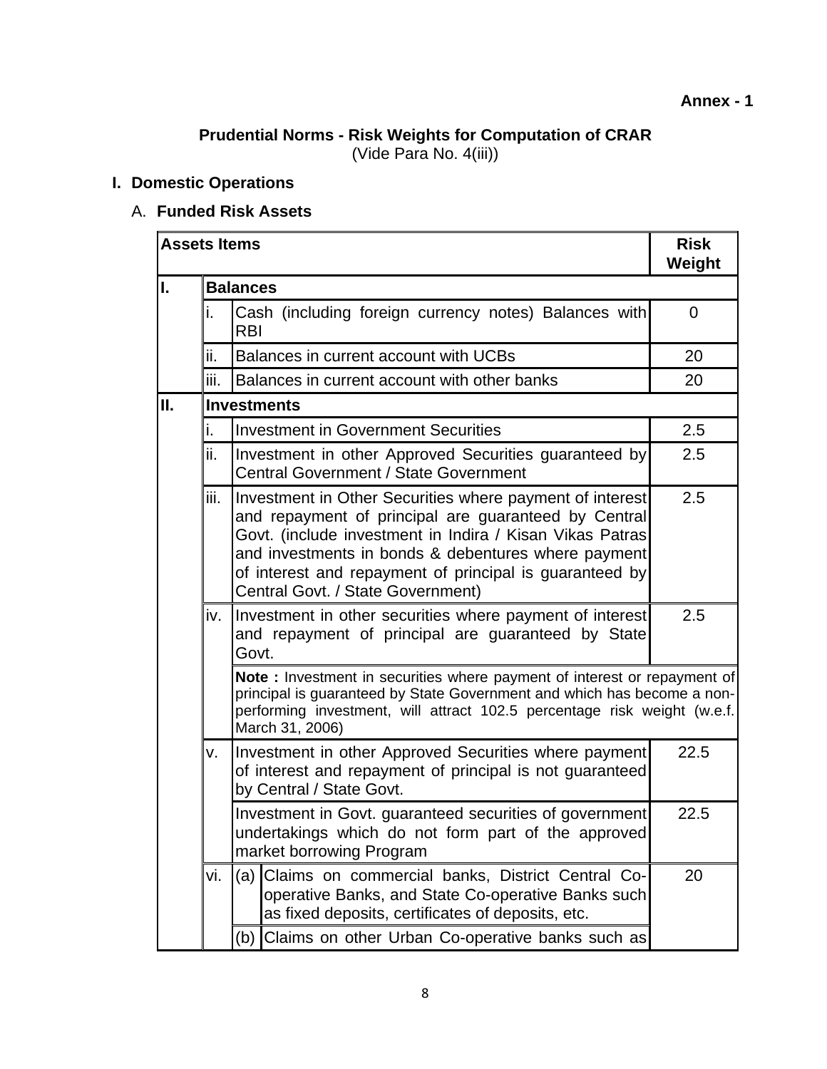**Annex - 1**

**Prudential Norms - Risk Weights for Computation of CRAR**
(Vide Para No. 4(iii))

## I. Domestic Operations

### A. Funded Risk Assets

| Assets Items | | | | Risk Weight |
|---|---|---|---|---|
| **I.** | **Balances** | | | |
| | i. | Cash (including foreign currency notes) Balances with RBI | | 0 |
| | ii. | Balances in current account with UCBs | | 20 |
| | iii. | Balances in current account with other banks | | 20 |
| **II.** | **Investments** | | | |
| | i. | Investment in Government Securities | | 2.5 |
| | ii. | Investment in other Approved Securities guaranteed by Central Government / State Government | | 2.5 |
| | iii. | Investment in Other Securities where payment of interest and repayment of principal are guaranteed by Central Govt. (include investment in Indira / Kisan Vikas Patras and investments in bonds & debentures where payment of interest and repayment of principal is guaranteed by Central Govt. / State Government) | | 2.5 |
| | iv. | Investment in other securities where payment of interest and repayment of principal are guaranteed by State Govt. | | 2.5 |
| | | **Note :** Investment in securities where payment of interest or repayment of principal is guaranteed by State Government and which has become a non-performing investment, will attract 102.5 percentage risk weight (w.e.f. March 31, 2006) | | |
| | v. | Investment in other Approved Securities where payment of interest and repayment of principal is not guaranteed by Central / State Govt. | | 22.5 |
| | | Investment in Govt. guaranteed securities of government undertakings which do not form part of the approved market borrowing Program | | 22.5 |
| | vi. | (a) | Claims on commercial banks, District Central Co-operative Banks, and State Co-operative Banks such as fixed deposits, certificates of deposits, etc. | 20 |
| | | (b) | Claims on other Urban Co-operative banks such as | |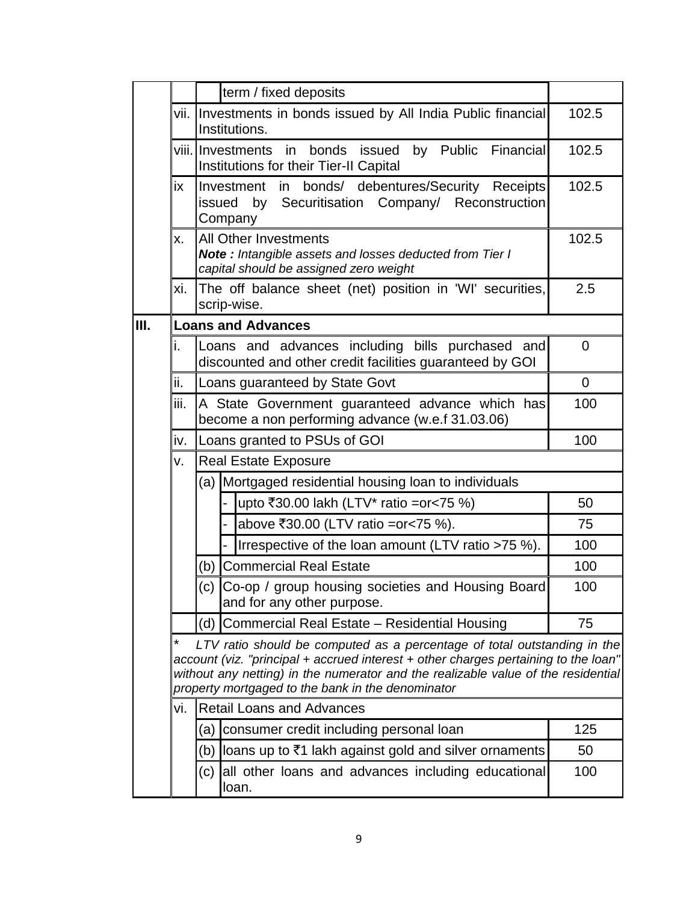| | | | | |
|---|---|---|---|---|
| | | | term / fixed deposits | |
| | vii. | Investments in bonds issued by All India Public financial Institutions. | | 102.5 |
| | viii. | Investments in bonds issued by Public Financial Institutions for their Tier-II Capital | | 102.5 |
| | ix | Investment in bonds/ debentures/Security Receipts issued by Securitisation Company/ Reconstruction Company | | 102.5 |
| | x. | All Other Investments<br>***Note :*** *Intangible assets and losses deducted from Tier I capital should be assigned zero weight* | | 102.5 |
| | xi. | The off balance sheet (net) position in 'WI' securities, scrip-wise. | | 2.5 |
| **III.** | **Loans and Advances** | | | |
| | i. | Loans and advances including bills purchased and discounted and other credit facilities guaranteed by GOI | | 0 |
| | ii. | Loans guaranteed by State Govt | | 0 |
| | iii. | A State Government guaranteed advance which has become a non performing advance (w.e.f 31.03.06) | | 100 |
| | iv. | Loans granted to PSUs of GOI | | 100 |
| | v. | Real Estate Exposure | | |
| | | (a) | Mortgaged residential housing loan to individuals | |
| | | | - upto ₹30.00 lakh (LTV* ratio =or<75 %) | 50 |
| | | | - above ₹30.00 (LTV ratio =or<75 %). | 75 |
| | | | - Irrespective of the loan amount (LTV ratio >75 %). | 100 |
| | | (b) | Commercial Real Estate | 100 |
| | | (c) | Co-op / group housing societies and Housing Board and for any other purpose. | 100 |
| | | (d) | Commercial Real Estate – Residential Housing | 75 |
| | * *LTV ratio should be computed as a percentage of total outstanding in the account (viz. "principal + accrued interest + other charges pertaining to the loan" without any netting) in the numerator and the realizable value of the residential property mortgaged to the bank in the denominator* | | | |
| | vi. | Retail Loans and Advances | | |
| | | (a) | consumer credit including personal loan | 125 |
| | | (b) | loans up to ₹1 lakh against gold and silver ornaments | 50 |
| | | (c) | all other loans and advances including educational loan. | 100 |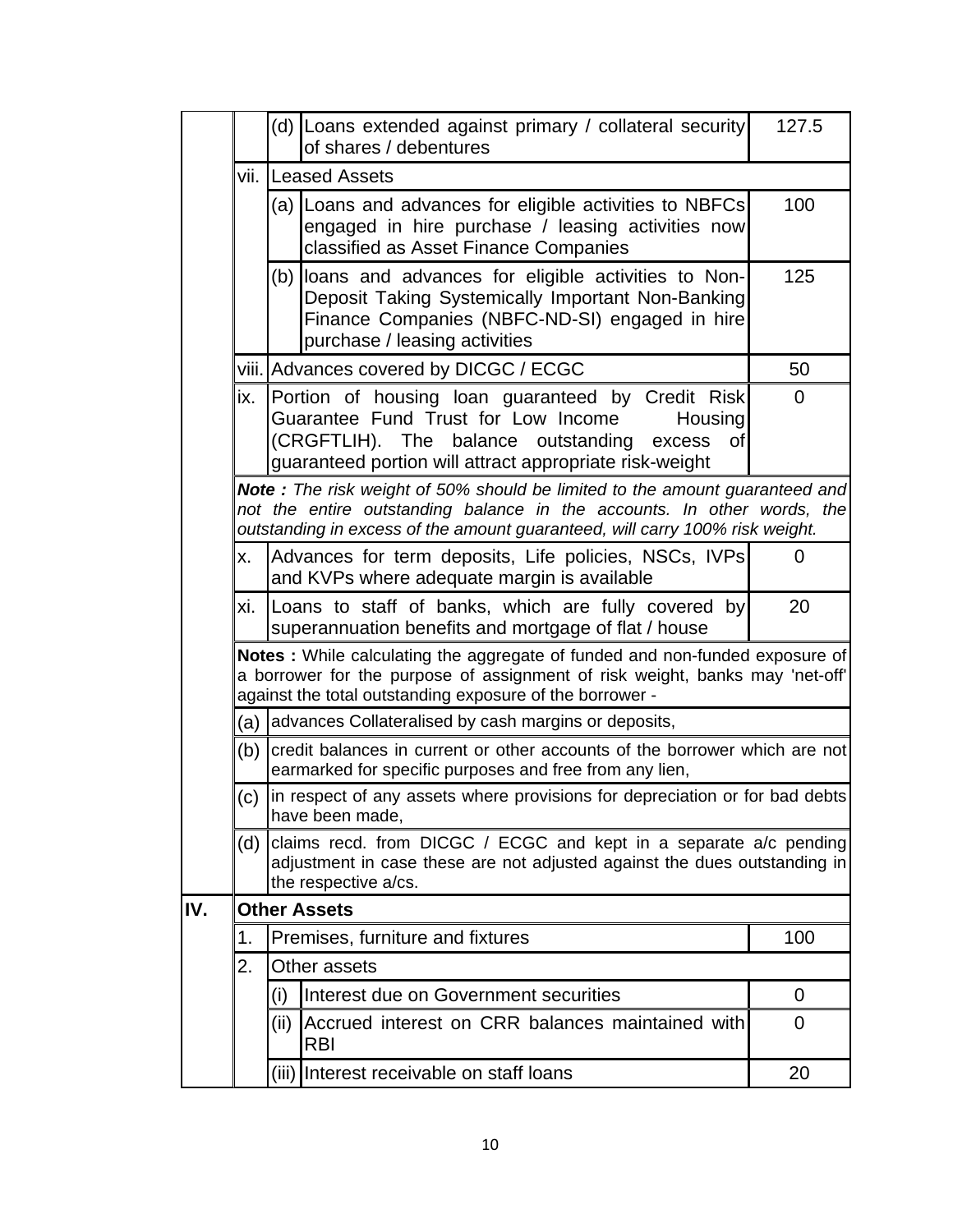| | | | | |
|---|---|---|---|---|
| | | (d) | Loans extended against primary / collateral security of shares / debentures | 127.5 |
| | vii. | Leased Assets | | |
| | | (a) | Loans and advances for eligible activities to NBFCs engaged in hire purchase / leasing activities now classified as Asset Finance Companies | 100 |
| | | (b) | loans and advances for eligible activities to Non-Deposit Taking Systemically Important Non-Banking Finance Companies (NBFC-ND-SI) engaged in hire purchase / leasing activities | 125 |
| | viii. | Advances covered by DICGC / ECGC | | 50 |
| | ix. | Portion of housing loan guaranteed by Credit Risk Guarantee Fund Trust for Low Income Housing (CRGFTLIH). The balance outstanding excess of guaranteed portion will attract appropriate risk-weight | | 0 |
| | ***Note :*** *The risk weight of 50% should be limited to the amount guaranteed and not the entire outstanding balance in the accounts. In other words, the outstanding in excess of the amount guaranteed, will carry 100% risk weight.* | | | |
| | x. | Advances for term deposits, Life policies, NSCs, IVPs and KVPs where adequate margin is available | | 0 |
| | xi. | Loans to staff of banks, which are fully covered by superannuation benefits and mortgage of flat / house | | 20 |
| | **Notes :** While calculating the aggregate of funded and non-funded exposure of a borrower for the purpose of assignment of risk weight, banks may 'net-off' against the total outstanding exposure of the borrower - | | | |
| | (a) | advances Collateralised by cash margins or deposits, | | |
| | (b) | credit balances in current or other accounts of the borrower which are not earmarked for specific purposes and free from any lien, | | |
| | (c) | in respect of any assets where provisions for depreciation or for bad debts have been made, | | |
| | (d) | claims recd. from DICGC / ECGC and kept in a separate a/c pending adjustment in case these are not adjusted against the dues outstanding in the respective a/cs. | | |
| **IV.** | **Other Assets** | | | |
| | 1. | Premises, furniture and fixtures | | 100 |
| | 2. | Other assets | | |
| | | (i) | Interest due on Government securities | 0 |
| | | (ii) | Accrued interest on CRR balances maintained with RBI | 0 |
| | | (iii) | Interest receivable on staff loans | 20 |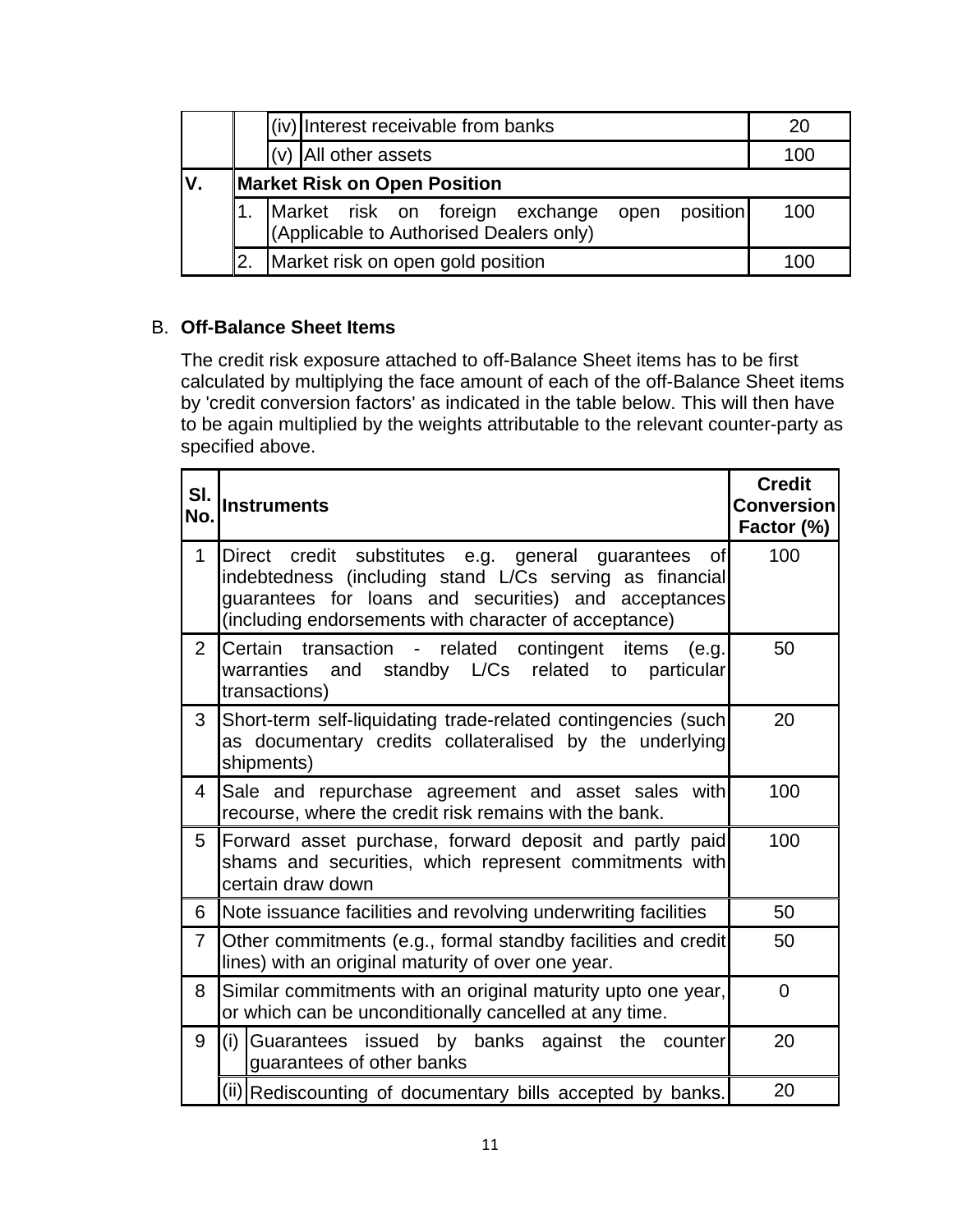| | | | | |
|---|---|---|---|---|
| | | (iv) | Interest receivable from banks | 20 |
| | | (v) | All other assets | 100 |
| **V.** | **Market Risk on Open Position** | | | |
| | 1. | Market risk on foreign exchange open position (Applicable to Authorised Dealers only) | | 100 |
| | 2. | Market risk on open gold position | | 100 |

B. **Off-Balance Sheet Items**

The credit risk exposure attached to off-Balance Sheet items has to be first calculated by multiplying the face amount of each of the off-Balance Sheet items by 'credit conversion factors' as indicated in the table below. This will then have to be again multiplied by the weights attributable to the relevant counter-party as specified above.

| Sl. No. | Instruments | | Credit Conversion Factor (%) |
|---|---|---|---|
| 1 | Direct credit substitutes e.g. general guarantees of indebtedness (including stand L/Cs serving as financial guarantees for loans and securities) and acceptances (including endorsements with character of acceptance) | | 100 |
| 2 | Certain transaction - related contingent items (e.g. warranties and standby L/Cs related to particular transactions) | | 50 |
| 3 | Short-term self-liquidating trade-related contingencies (such as documentary credits collateralised by the underlying shipments) | | 20 |
| 4 | Sale and repurchase agreement and asset sales with recourse, where the credit risk remains with the bank. | | 100 |
| 5 | Forward asset purchase, forward deposit and partly paid shams and securities, which represent commitments with certain draw down | | 100 |
| 6 | Note issuance facilities and revolving underwriting facilities | | 50 |
| 7 | Other commitments (e.g., formal standby facilities and credit lines) with an original maturity of over one year. | | 50 |
| 8 | Similar commitments with an original maturity upto one year, or which can be unconditionally cancelled at any time. | | 0 |
| 9 | (i) | Guarantees issued by banks against the counter guarantees of other banks | 20 |
| | (ii) | Rediscounting of documentary bills accepted by banks. | 20 |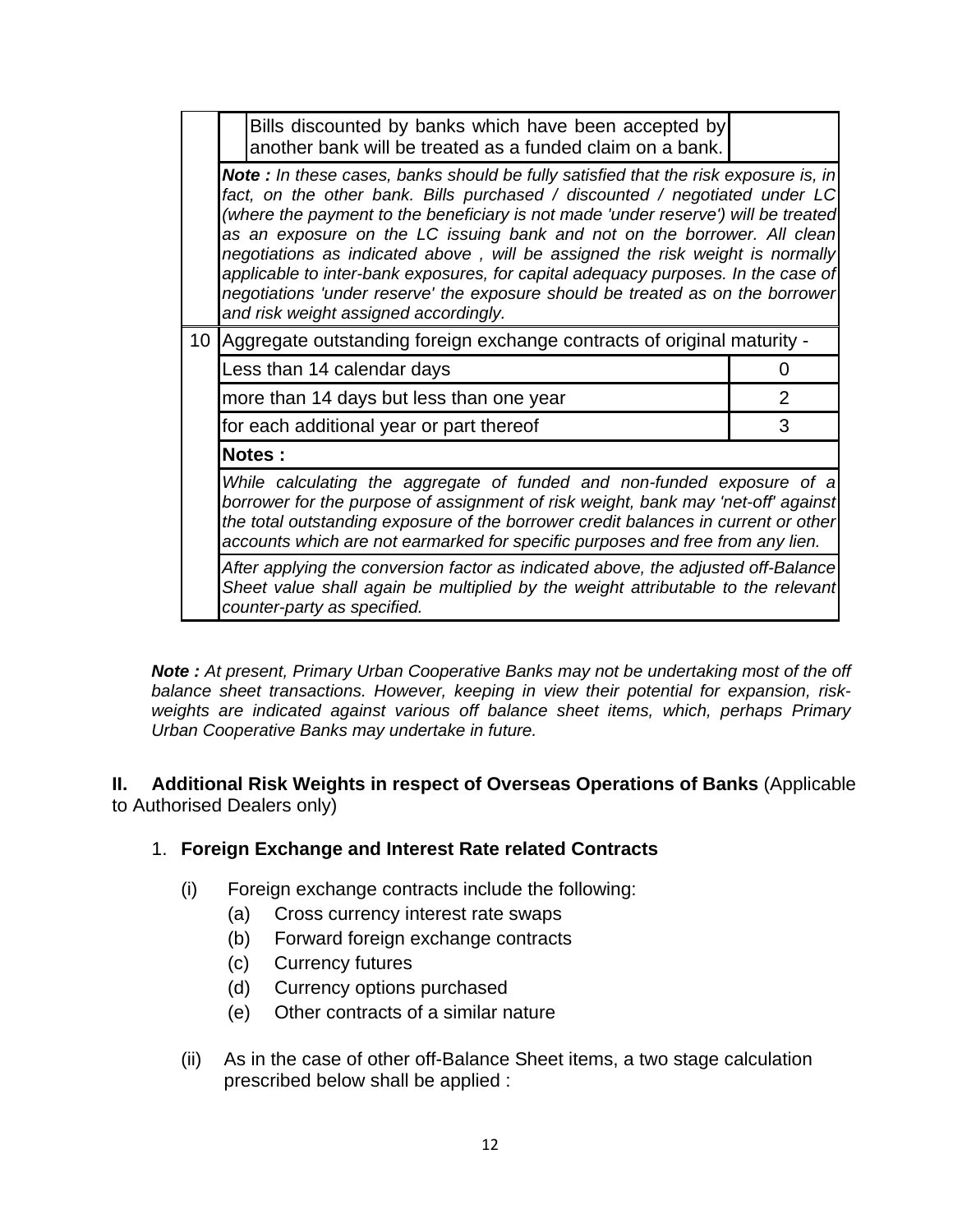|  |  |  |
|---|---|---|
|  | Bills discounted by banks which have been accepted by another bank will be treated as a funded claim on a bank. |  |
|  | ***Note :*** *In these cases, banks should be fully satisfied that the risk exposure is, in fact, on the other bank. Bills purchased / discounted / negotiated under LC (where the payment to the beneficiary is not made 'under reserve') will be treated as an exposure on the LC issuing bank and not on the borrower. All clean negotiations as indicated above , will be assigned the risk weight is normally applicable to inter-bank exposures, for capital adequacy purposes. In the case of negotiations 'under reserve' the exposure should be treated as on the borrower and risk weight assigned accordingly.* |  |
| 10 | Aggregate outstanding foreign exchange contracts of original maturity - |  |
|  | Less than 14 calendar days | 0 |
|  | more than 14 days but less than one year | 2 |
|  | for each additional year or part thereof | 3 |
|  | **Notes :** |  |
|  | *While calculating the aggregate of funded and non-funded exposure of a borrower for the purpose of assignment of risk weight, bank may 'net-off' against the total outstanding exposure of the borrower credit balances in current or other accounts which are not earmarked for specific purposes and free from any lien.* |  |
|  | *After applying the conversion factor as indicated above, the adjusted off-Balance Sheet value shall again be multiplied by the weight attributable to the relevant counter-party as specified.* |  |

***Note :*** *At present, Primary Urban Cooperative Banks may not be undertaking most of the off balance sheet transactions. However, keeping in view their potential for expansion, risk-weights are indicated against various off balance sheet items, which, perhaps Primary Urban Cooperative Banks may undertake in future.*

**II. Additional Risk Weights in respect of Overseas Operations of Banks** (Applicable to Authorised Dealers only)

1. **Foreign Exchange and Interest Rate related Contracts**

   (i) Foreign exchange contracts include the following:
   - (a) Cross currency interest rate swaps
   - (b) Forward foreign exchange contracts
   - (c) Currency futures
   - (d) Currency options purchased
   - (e) Other contracts of a similar nature

   (ii) As in the case of other off-Balance Sheet items, a two stage calculation prescribed below shall be applied :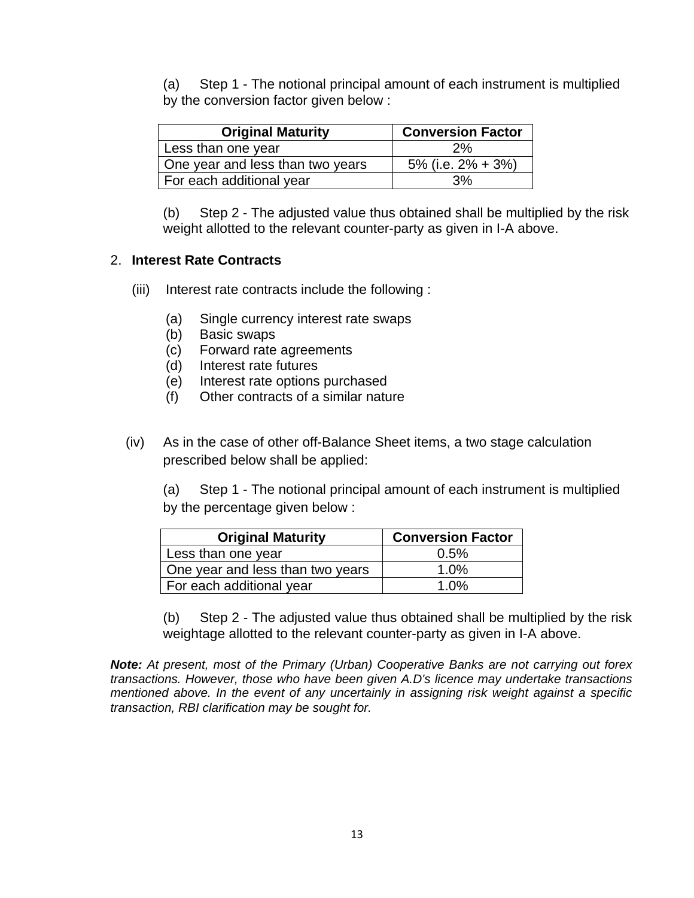(a) Step 1 - The notional principal amount of each instrument is multiplied by the conversion factor given below :

| Original Maturity | Conversion Factor |
|---|---|
| Less than one year | 2% |
| One year and less than two years | 5% (i.e. 2% + 3%) |
| For each additional year | 3% |

(b) Step 2 - The adjusted value thus obtained shall be multiplied by the risk weight allotted to the relevant counter-party as given in I-A above.

2. **Interest Rate Contracts**

(iii) Interest rate contracts include the following :

(a) Single currency interest rate swaps
(b) Basic swaps
(c) Forward rate agreements
(d) Interest rate futures
(e) Interest rate options purchased
(f) Other contracts of a similar nature

(iv) As in the case of other off-Balance Sheet items, a two stage calculation prescribed below shall be applied:

(a) Step 1 - The notional principal amount of each instrument is multiplied by the percentage given below :

| Original Maturity | Conversion Factor |
|---|---|
| Less than one year | 0.5% |
| One year and less than two years | 1.0% |
| For each additional year | 1.0% |

(b) Step 2 - The adjusted value thus obtained shall be multiplied by the risk weightage allotted to the relevant counter-party as given in I-A above.

***Note:*** *At present, most of the Primary (Urban) Cooperative Banks are not carrying out forex transactions. However, those who have been given A.D's licence may undertake transactions mentioned above. In the event of any uncertainly in assigning risk weight against a specific transaction, RBI clarification may be sought for.*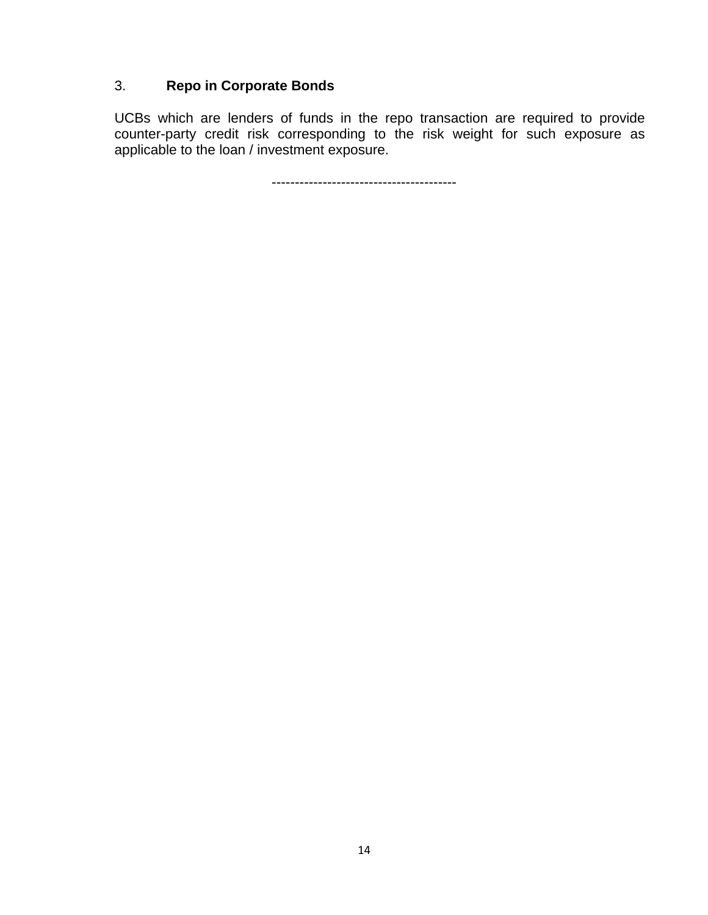### 3. Repo in Corporate Bonds

UCBs which are lenders of funds in the repo transaction are required to provide counter-party credit risk corresponding to the risk weight for such exposure as applicable to the loan / investment exposure.

----------------------------------------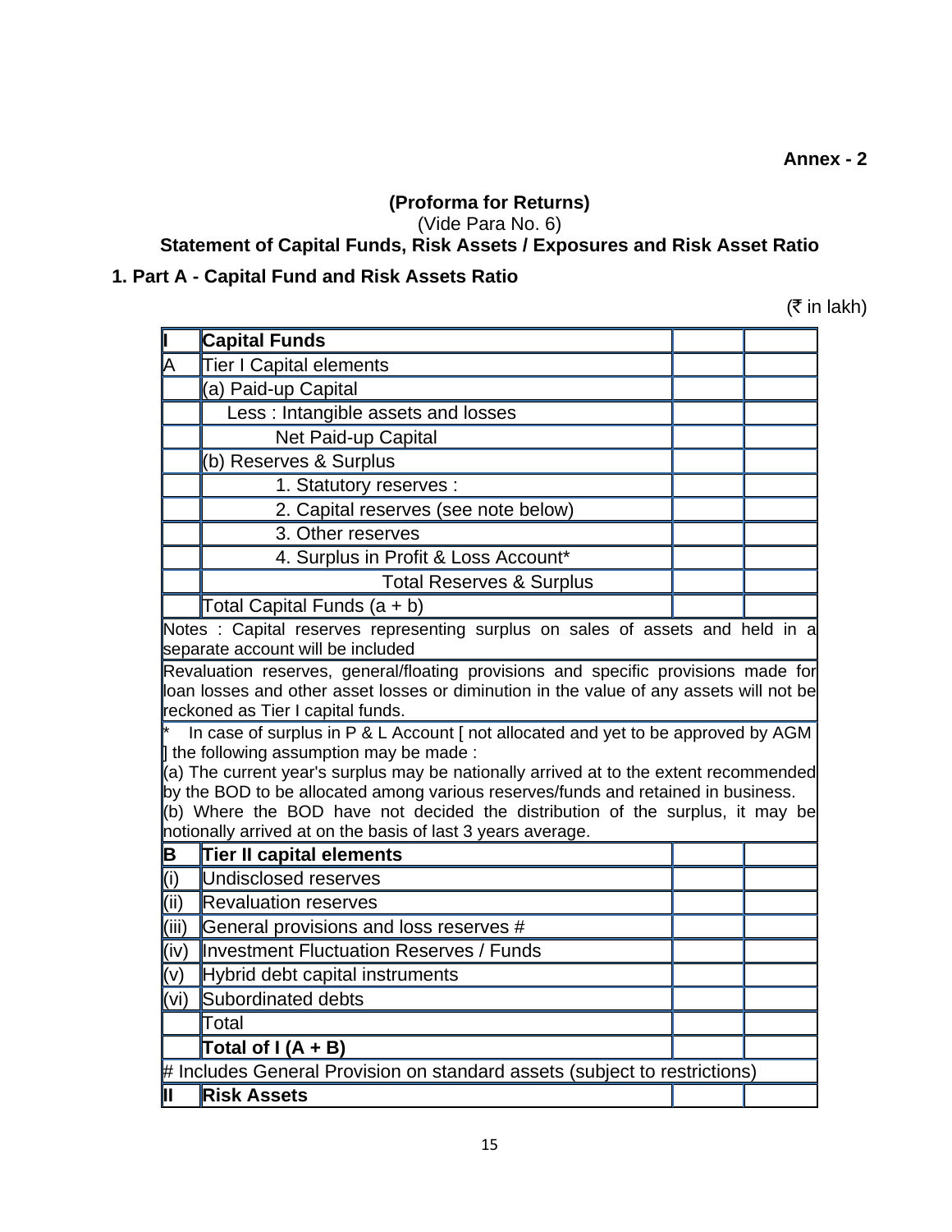**Annex - 2**

**(Proforma for Returns)**
(Vide Para No. 6)
**Statement of Capital Funds, Risk Assets / Exposures and Risk Asset Ratio**

**1. Part A - Capital Fund and Risk Assets Ratio**

(₹ in lakh)

| **I** | **Capital Funds** | | |
|---|---|---|---|
| A | Tier I Capital elements | | |
| | (a) Paid-up Capital | | |
| | Less : Intangible assets and losses | | |
| | Net Paid-up Capital | | |
| | (b) Reserves & Surplus | | |
| | 1. Statutory reserves : | | |
| | 2. Capital reserves (see note below) | | |
| | 3. Other reserves | | |
| | 4. Surplus in Profit & Loss Account* | | |
| | Total Reserves & Surplus | | |
| | Total Capital Funds (a + b) | | |
| Notes : Capital reserves representing surplus on sales of assets and held in a separate account will be included | | | |
| Revaluation reserves, general/floating provisions and specific provisions made for loan losses and other asset losses or diminution in the value of any assets will not be reckoned as Tier I capital funds. | | | |
| * In case of surplus in P & L Account [ not allocated and yet to be approved by AGM ] the following assumption may be made : (a) The current year's surplus may be nationally arrived at to the extent recommended by the BOD to be allocated among various reserves/funds and retained in business. (b) Where the BOD have not decided the distribution of the surplus, it may be notionally arrived at on the basis of last 3 years average. | | | |
| **B** | **Tier II capital elements** | | |
| (i) | Undisclosed reserves | | |
| (ii) | Revaluation reserves | | |
| (iii) | General provisions and loss reserves # | | |
| (iv) | Investment Fluctuation Reserves / Funds | | |
| (v) | Hybrid debt capital instruments | | |
| (vi) | Subordinated debts | | |
| | Total | | |
| | **Total of I (A + B)** | | |
| # Includes General Provision on standard assets (subject to restrictions) | | | |
| **II** | **Risk Assets** | | |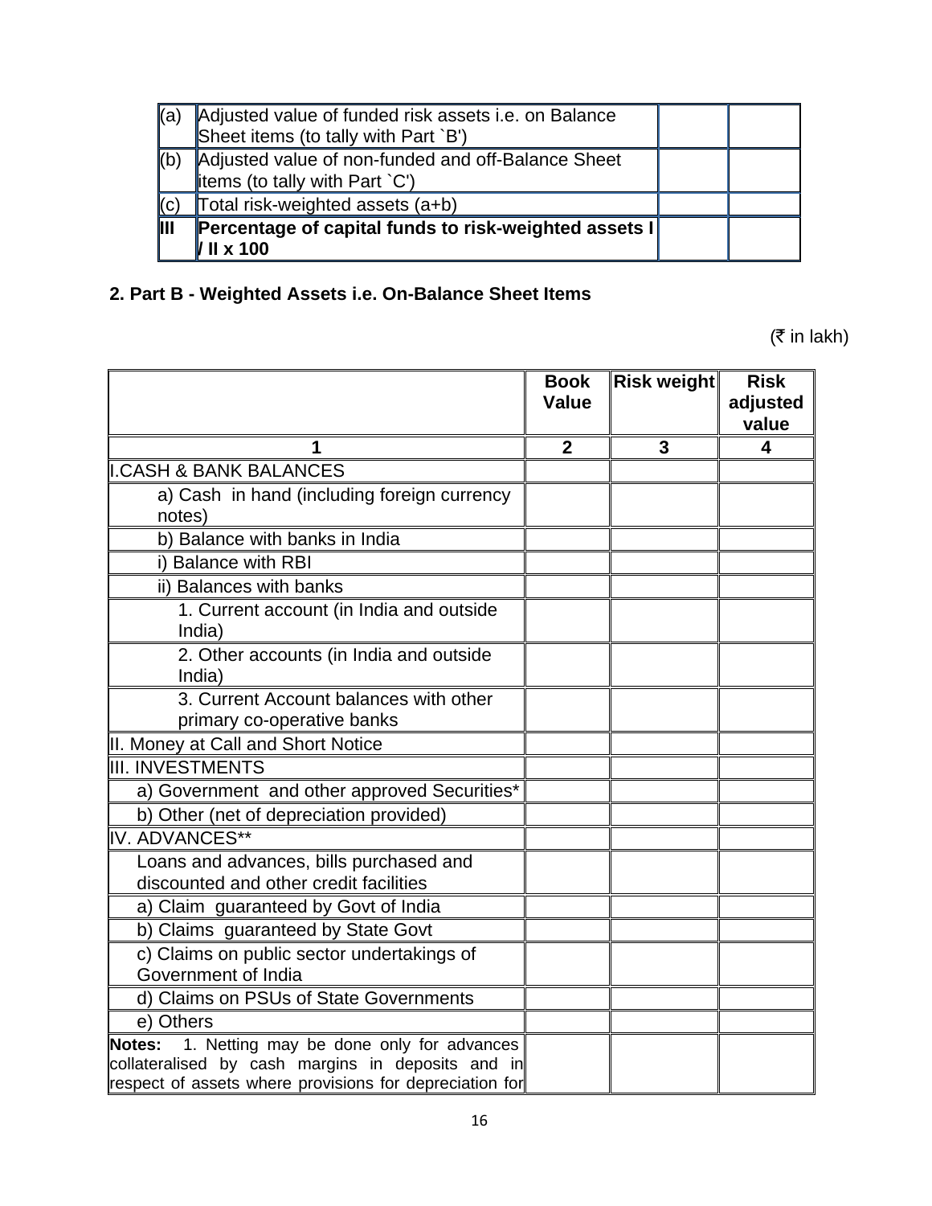| | | | |
|---|---|---|---|
| (a) | Adjusted value of funded risk assets i.e. on Balance Sheet items (to tally with Part `B') | | |
| (b) | Adjusted value of non-funded and off-Balance Sheet items (to tally with Part `C') | | |
| (c) | Total risk-weighted assets (a+b) | | |
| **III** | **Percentage of capital funds to risk-weighted assets I / II x 100** | | |

**2. Part B - Weighted Assets i.e. On-Balance Sheet Items**

(₹ in lakh)

| | **Book Value** | **Risk weight** | **Risk adjusted value** |
|---|---|---|---|
| **1** | **2** | **3** | **4** |
| I.CASH & BANK BALANCES | | | |
| a) Cash in hand (including foreign currency notes) | | | |
| b) Balance with banks in India | | | |
| i) Balance with RBI | | | |
| ii) Balances with banks | | | |
| 1. Current account (in India and outside India) | | | |
| 2. Other accounts (in India and outside India) | | | |
| 3. Current Account balances with other primary co-operative banks | | | |
| II. Money at Call and Short Notice | | | |
| III. INVESTMENTS | | | |
| a) Government and other approved Securities* | | | |
| b) Other (net of depreciation provided) | | | |
| IV. ADVANCES** | | | |
| Loans and advances, bills purchased and discounted and other credit facilities | | | |
| a) Claim guaranteed by Govt of India | | | |
| b) Claims guaranteed by State Govt | | | |
| c) Claims on public sector undertakings of Government of India | | | |
| d) Claims on PSUs of State Governments | | | |
| e) Others | | | |
| **Notes:** 1. Netting may be done only for advances collateralised by cash margins in deposits and in respect of assets where provisions for depreciation for | | | |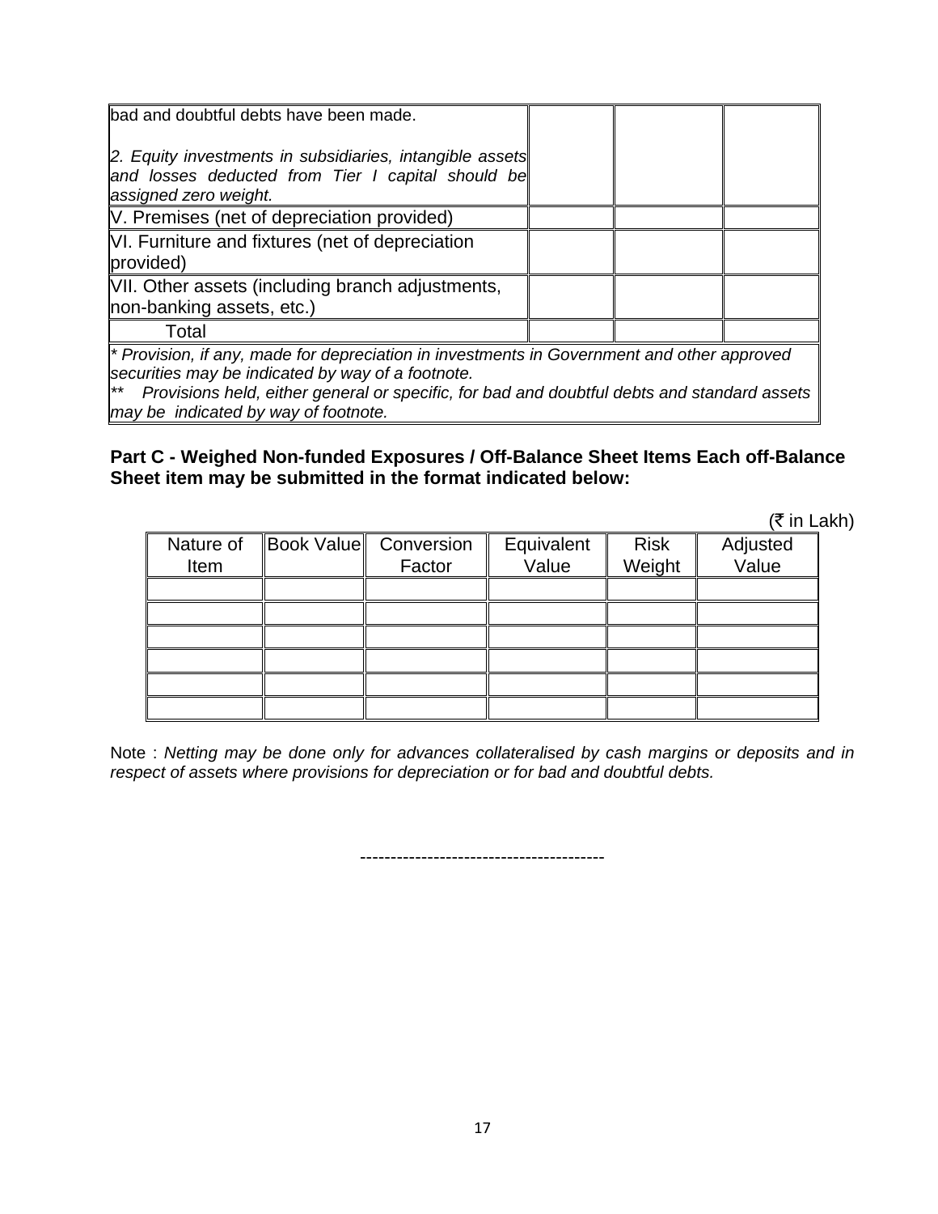| | | | |
|---|---|---|---|
| bad and doubtful debts have been made.<br><br>*2. Equity investments in subsidiaries, intangible assets and losses deducted from Tier I capital should be assigned zero weight.* | | | |
| V. Premises (net of depreciation provided) | | | |
| VI. Furniture and fixtures (net of depreciation provided) | | | |
| VII. Other assets (including branch adjustments, non-banking assets, etc.) | | | |
| Total | | | |

*\* Provision, if any, made for depreciation in investments in Government and other approved securities may be indicated by way of a footnote.*

*\*\* Provisions held, either general or specific, for bad and doubtful debts and standard assets may be indicated by way of footnote.*

**Part C - Weighed Non-funded Exposures / Off-Balance Sheet Items Each off-Balance Sheet item may be submitted in the format indicated below:**

(₹ in Lakh)

| Nature of Item | Book Value | Conversion Factor | Equivalent Value | Risk Weight | Adjusted Value |
|---|---|---|---|---|---|
| | | | | | |
| | | | | | |
| | | | | | |
| | | | | | |
| | | | | | |
| | | | | | |

Note : *Netting may be done only for advances collateralised by cash margins or deposits and in respect of assets where provisions for depreciation or for bad and doubtful debts.*

---------------------------------------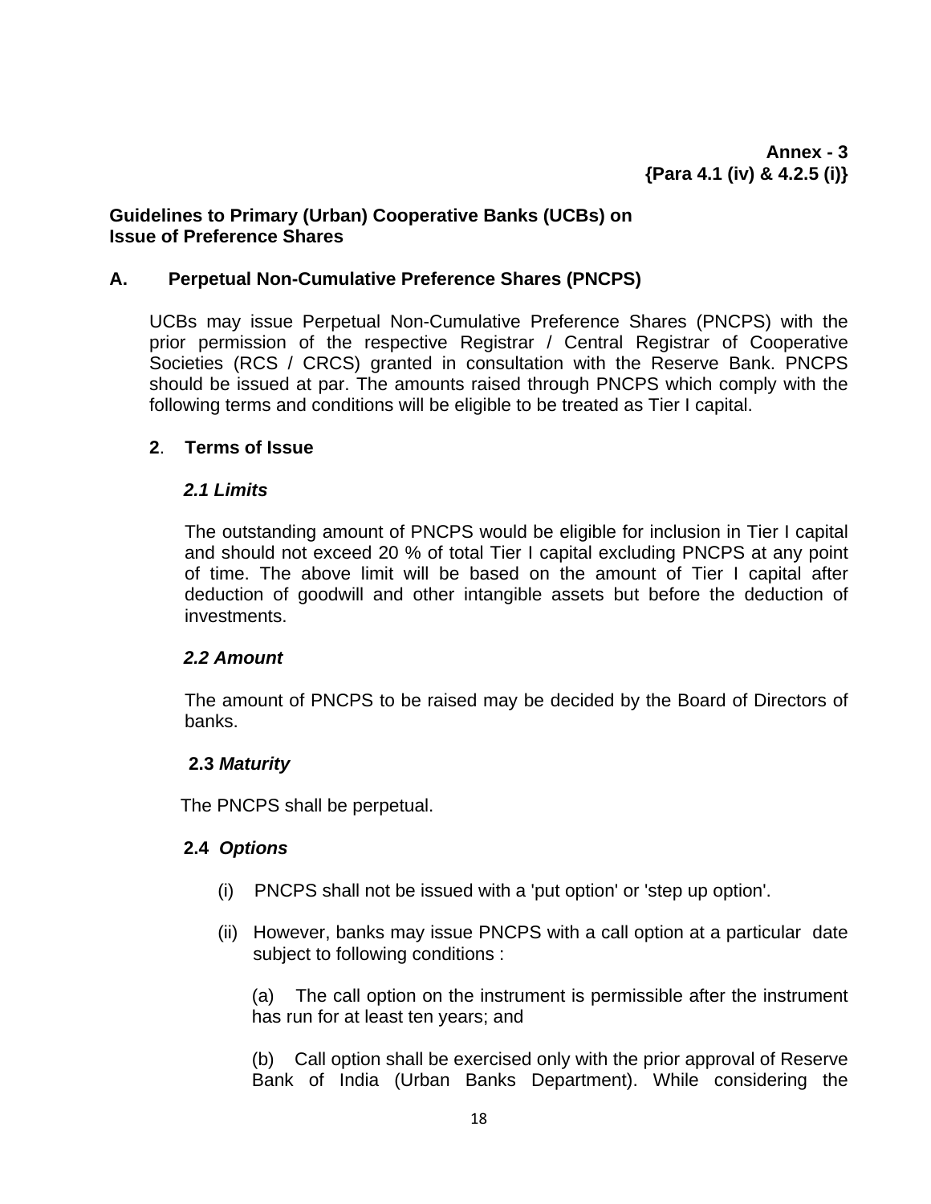**Annex - 3**
**{Para 4.1 (iv) & 4.2.5 (i)}**

**Guidelines to Primary (Urban) Cooperative Banks (UCBs) on Issue of Preference Shares**

## A. Perpetual Non-Cumulative Preference Shares (PNCPS)

UCBs may issue Perpetual Non-Cumulative Preference Shares (PNCPS) with the prior permission of the respective Registrar / Central Registrar of Cooperative Societies (RCS / CRCS) granted in consultation with the Reserve Bank. PNCPS should be issued at par. The amounts raised through PNCPS which comply with the following terms and conditions will be eligible to be treated as Tier I capital.

### 2. Terms of Issue

***2.1 Limits***

The outstanding amount of PNCPS would be eligible for inclusion in Tier I capital and should not exceed 20 % of total Tier I capital excluding PNCPS at any point of time. The above limit will be based on the amount of Tier I capital after deduction of goodwill and other intangible assets but before the deduction of investments.

***2.2 Amount***

The amount of PNCPS to be raised may be decided by the Board of Directors of banks.

**2.3** ***Maturity***

The PNCPS shall be perpetual.

**2.4** ***Options***

(i) PNCPS shall not be issued with a 'put option' or 'step up option'.

(ii) However, banks may issue PNCPS with a call option at a particular date subject to following conditions :

(a) The call option on the instrument is permissible after the instrument has run for at least ten years; and

(b) Call option shall be exercised only with the prior approval of Reserve Bank of India (Urban Banks Department). While considering the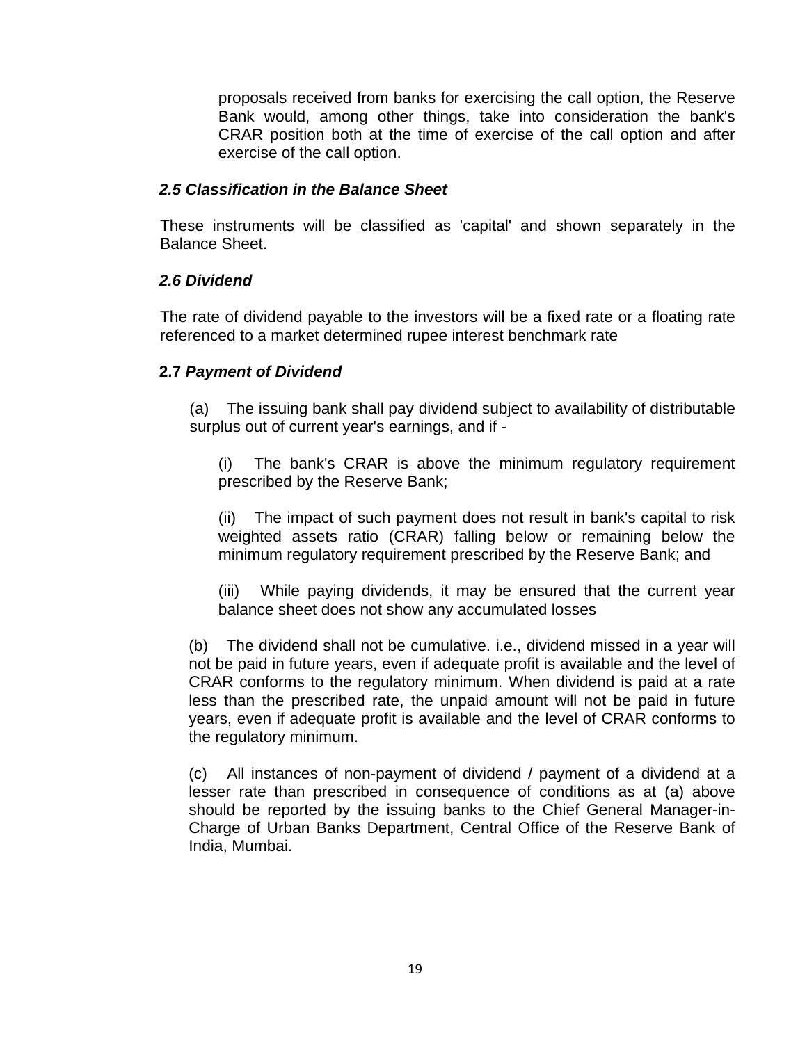proposals received from banks for exercising the call option, the Reserve Bank would, among other things, take into consideration the bank's CRAR position both at the time of exercise of the call option and after exercise of the call option.

### *2.5 Classification in the Balance Sheet*

These instruments will be classified as 'capital' and shown separately in the Balance Sheet.

### *2.6 Dividend*

The rate of dividend payable to the investors will be a fixed rate or a floating rate referenced to a market determined rupee interest benchmark rate

### **2.7** *Payment of Dividend*

(a) The issuing bank shall pay dividend subject to availability of distributable surplus out of current year's earnings, and if -

(i) The bank's CRAR is above the minimum regulatory requirement prescribed by the Reserve Bank;

(ii) The impact of such payment does not result in bank's capital to risk weighted assets ratio (CRAR) falling below or remaining below the minimum regulatory requirement prescribed by the Reserve Bank; and

(iii) While paying dividends, it may be ensured that the current year balance sheet does not show any accumulated losses

(b) The dividend shall not be cumulative. i.e., dividend missed in a year will not be paid in future years, even if adequate profit is available and the level of CRAR conforms to the regulatory minimum. When dividend is paid at a rate less than the prescribed rate, the unpaid amount will not be paid in future years, even if adequate profit is available and the level of CRAR conforms to the regulatory minimum.

(c) All instances of non-payment of dividend / payment of a dividend at a lesser rate than prescribed in consequence of conditions as at (a) above should be reported by the issuing banks to the Chief General Manager-in-Charge of Urban Banks Department, Central Office of the Reserve Bank of India, Mumbai.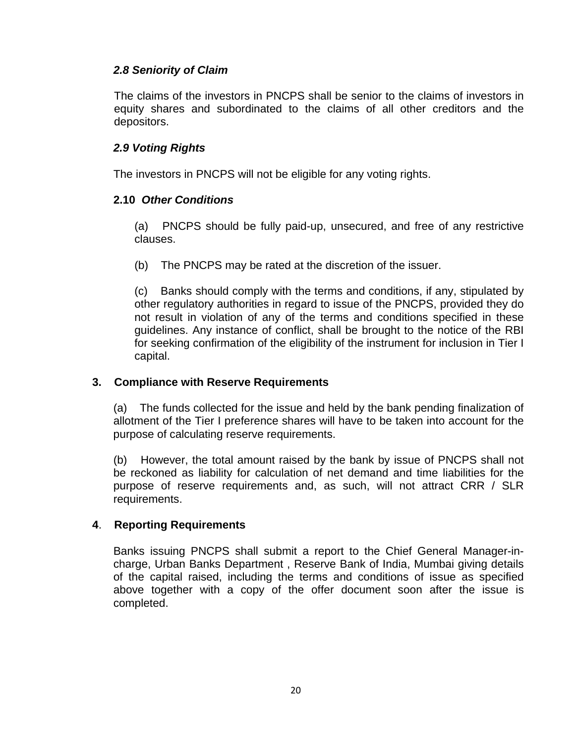### *2.8 Seniority of Claim*

The claims of the investors in PNCPS shall be senior to the claims of investors in equity shares and subordinated to the claims of all other creditors and the depositors.

### *2.9 Voting Rights*

The investors in PNCPS will not be eligible for any voting rights.

### 2.10 *Other Conditions*

(a) PNCPS should be fully paid-up, unsecured, and free of any restrictive clauses.

(b) The PNCPS may be rated at the discretion of the issuer.

(c) Banks should comply with the terms and conditions, if any, stipulated by other regulatory authorities in regard to issue of the PNCPS, provided they do not result in violation of any of the terms and conditions specified in these guidelines. Any instance of conflict, shall be brought to the notice of the RBI for seeking confirmation of the eligibility of the instrument for inclusion in Tier I capital.

## 3. Compliance with Reserve Requirements

(a) The funds collected for the issue and held by the bank pending finalization of allotment of the Tier I preference shares will have to be taken into account for the purpose of calculating reserve requirements.

(b) However, the total amount raised by the bank by issue of PNCPS shall not be reckoned as liability for calculation of net demand and time liabilities for the purpose of reserve requirements and, as such, will not attract CRR / SLR requirements.

## 4. Reporting Requirements

Banks issuing PNCPS shall submit a report to the Chief General Manager-in-charge, Urban Banks Department , Reserve Bank of India, Mumbai giving details of the capital raised, including the terms and conditions of issue as specified above together with a copy of the offer document soon after the issue is completed.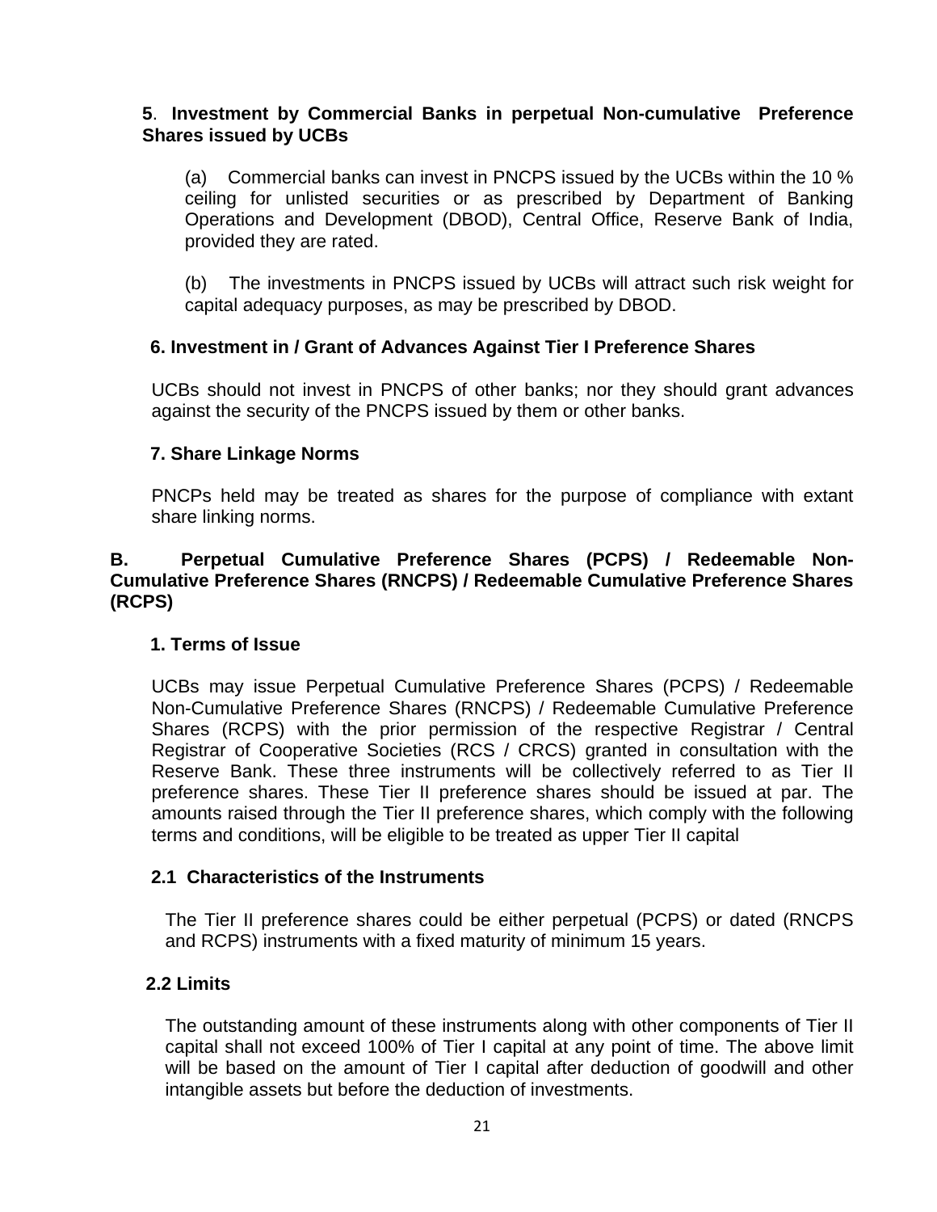**5**. **Investment by Commercial Banks in perpetual Non-cumulative Preference Shares issued by UCBs**

(a) Commercial banks can invest in PNCPS issued by the UCBs within the 10 % ceiling for unlisted securities or as prescribed by Department of Banking Operations and Development (DBOD), Central Office, Reserve Bank of India, provided they are rated.

(b) The investments in PNCPS issued by UCBs will attract such risk weight for capital adequacy purposes, as may be prescribed by DBOD.

**6. Investment in / Grant of Advances Against Tier I Preference Shares**

UCBs should not invest in PNCPS of other banks; nor they should grant advances against the security of the PNCPS issued by them or other banks.

**7. Share Linkage Norms**

PNCPs held may be treated as shares for the purpose of compliance with extant share linking norms.

**B. Perpetual Cumulative Preference Shares (PCPS) / Redeemable Non-Cumulative Preference Shares (RNCPS) / Redeemable Cumulative Preference Shares (RCPS)**

**1. Terms of Issue**

UCBs may issue Perpetual Cumulative Preference Shares (PCPS) / Redeemable Non-Cumulative Preference Shares (RNCPS) / Redeemable Cumulative Preference Shares (RCPS) with the prior permission of the respective Registrar / Central Registrar of Cooperative Societies (RCS / CRCS) granted in consultation with the Reserve Bank. These three instruments will be collectively referred to as Tier II preference shares. These Tier II preference shares should be issued at par. The amounts raised through the Tier II preference shares, which comply with the following terms and conditions, will be eligible to be treated as upper Tier II capital

**2.1 Characteristics of the Instruments**

The Tier II preference shares could be either perpetual (PCPS) or dated (RNCPS and RCPS) instruments with a fixed maturity of minimum 15 years.

**2.2 Limits**

The outstanding amount of these instruments along with other components of Tier II capital shall not exceed 100% of Tier I capital at any point of time. The above limit will be based on the amount of Tier I capital after deduction of goodwill and other intangible assets but before the deduction of investments.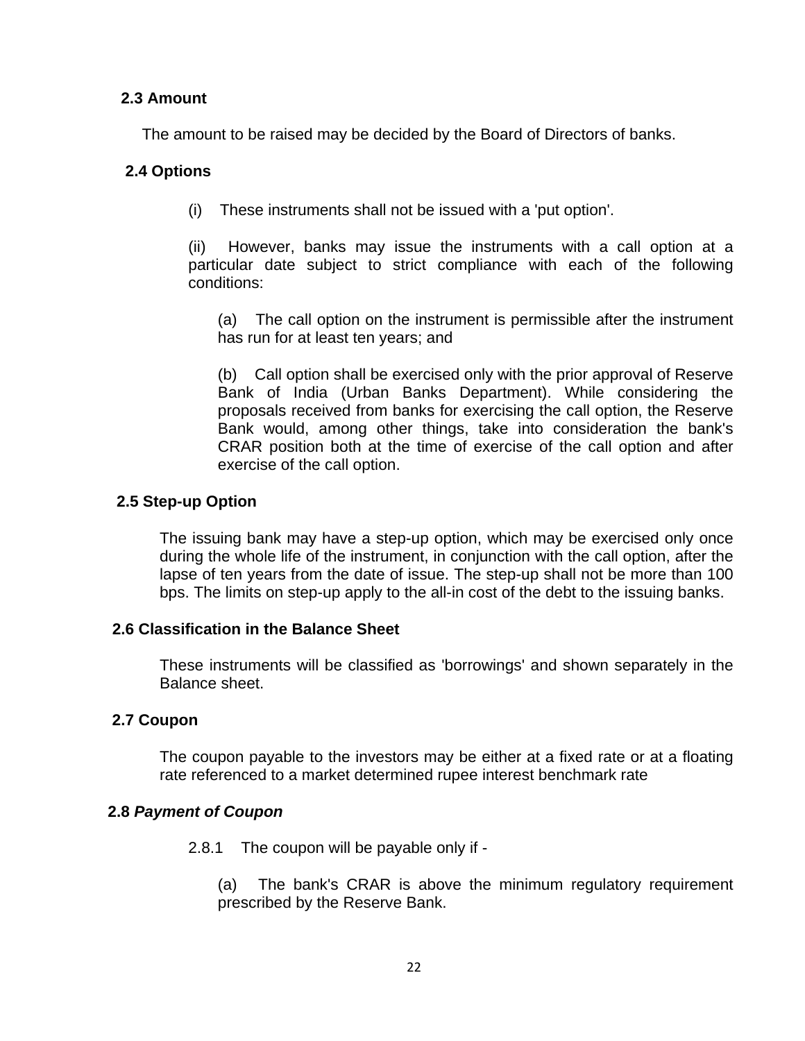### 2.3 Amount

The amount to be raised may be decided by the Board of Directors of banks.

### 2.4 Options

(i) These instruments shall not be issued with a 'put option'.

(ii) However, banks may issue the instruments with a call option at a particular date subject to strict compliance with each of the following conditions:

(a) The call option on the instrument is permissible after the instrument has run for at least ten years; and

(b) Call option shall be exercised only with the prior approval of Reserve Bank of India (Urban Banks Department). While considering the proposals received from banks for exercising the call option, the Reserve Bank would, among other things, take into consideration the bank's CRAR position both at the time of exercise of the call option and after exercise of the call option.

### 2.5 Step-up Option

The issuing bank may have a step-up option, which may be exercised only once during the whole life of the instrument, in conjunction with the call option, after the lapse of ten years from the date of issue. The step-up shall not be more than 100 bps. The limits on step-up apply to the all-in cost of the debt to the issuing banks.

### 2.6 Classification in the Balance Sheet

These instruments will be classified as 'borrowings' and shown separately in the Balance sheet.

### 2.7 Coupon

The coupon payable to the investors may be either at a fixed rate or at a floating rate referenced to a market determined rupee interest benchmark rate

### 2.8 *Payment of Coupon*

2.8.1 The coupon will be payable only if -

(a) The bank's CRAR is above the minimum regulatory requirement prescribed by the Reserve Bank.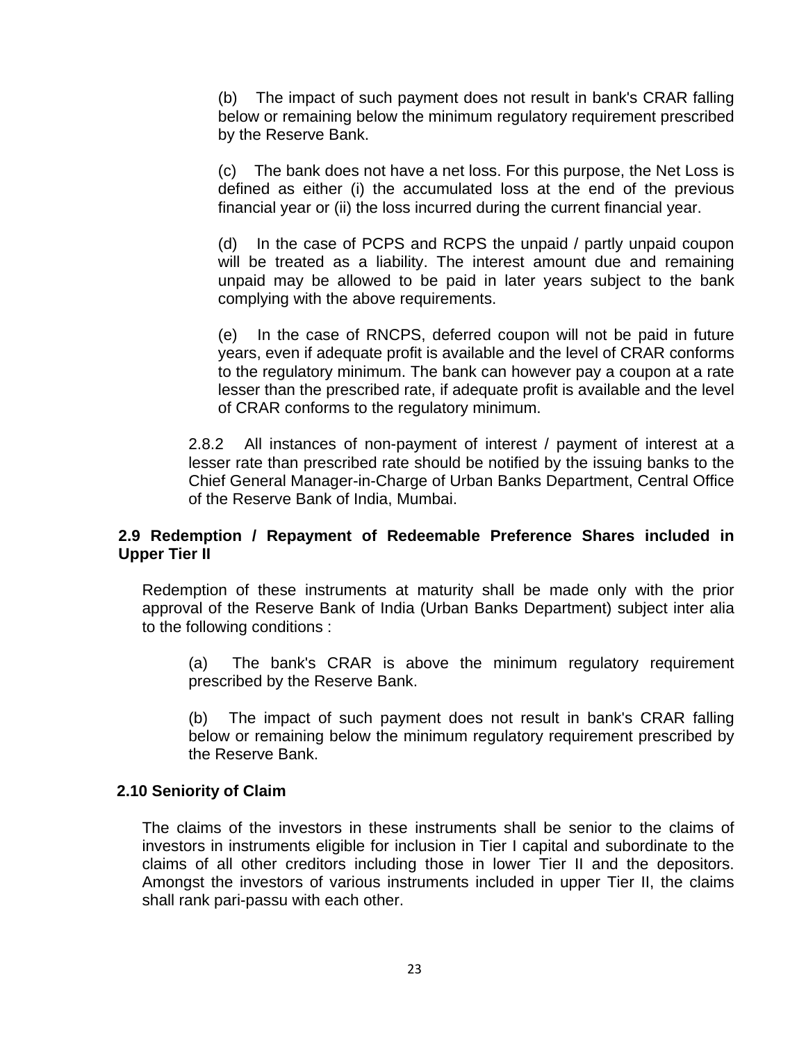(b) The impact of such payment does not result in bank's CRAR falling below or remaining below the minimum regulatory requirement prescribed by the Reserve Bank.

(c) The bank does not have a net loss. For this purpose, the Net Loss is defined as either (i) the accumulated loss at the end of the previous financial year or (ii) the loss incurred during the current financial year.

(d) In the case of PCPS and RCPS the unpaid / partly unpaid coupon will be treated as a liability. The interest amount due and remaining unpaid may be allowed to be paid in later years subject to the bank complying with the above requirements.

(e) In the case of RNCPS, deferred coupon will not be paid in future years, even if adequate profit is available and the level of CRAR conforms to the regulatory minimum. The bank can however pay a coupon at a rate lesser than the prescribed rate, if adequate profit is available and the level of CRAR conforms to the regulatory minimum.

2.8.2 All instances of non-payment of interest / payment of interest at a lesser rate than prescribed rate should be notified by the issuing banks to the Chief General Manager-in-Charge of Urban Banks Department, Central Office of the Reserve Bank of India, Mumbai.

### 2.9 Redemption / Repayment of Redeemable Preference Shares included in Upper Tier II

Redemption of these instruments at maturity shall be made only with the prior approval of the Reserve Bank of India (Urban Banks Department) subject inter alia to the following conditions :

(a) The bank's CRAR is above the minimum regulatory requirement prescribed by the Reserve Bank.

(b) The impact of such payment does not result in bank's CRAR falling below or remaining below the minimum regulatory requirement prescribed by the Reserve Bank.

### 2.10 Seniority of Claim

The claims of the investors in these instruments shall be senior to the claims of investors in instruments eligible for inclusion in Tier I capital and subordinate to the claims of all other creditors including those in lower Tier II and the depositors. Amongst the investors of various instruments included in upper Tier II, the claims shall rank pari-passu with each other.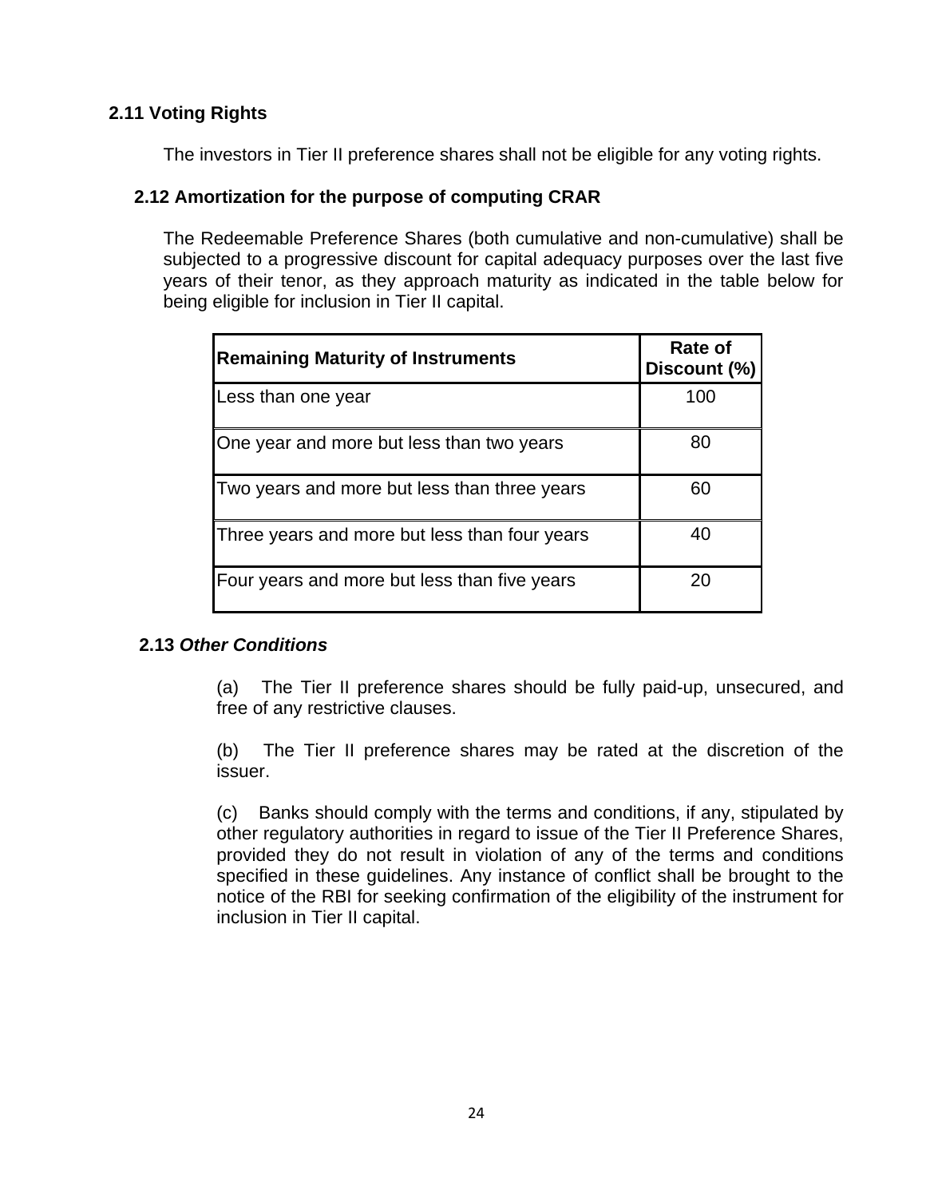### 2.11 Voting Rights

The investors in Tier II preference shares shall not be eligible for any voting rights.

### 2.12 Amortization for the purpose of computing CRAR

The Redeemable Preference Shares (both cumulative and non-cumulative) shall be subjected to a progressive discount for capital adequacy purposes over the last five years of their tenor, as they approach maturity as indicated in the table below for being eligible for inclusion in Tier II capital.

| Remaining Maturity of Instruments | Rate of Discount (%) |
|---|---|
| Less than one year | 100 |
| One year and more but less than two years | 80 |
| Two years and more but less than three years | 60 |
| Three years and more but less than four years | 40 |
| Four years and more but less than five years | 20 |

### 2.13 *Other Conditions*

(a) The Tier II preference shares should be fully paid-up, unsecured, and free of any restrictive clauses.

(b) The Tier II preference shares may be rated at the discretion of the issuer.

(c) Banks should comply with the terms and conditions, if any, stipulated by other regulatory authorities in regard to issue of the Tier II Preference Shares, provided they do not result in violation of any of the terms and conditions specified in these guidelines. Any instance of conflict shall be brought to the notice of the RBI for seeking confirmation of the eligibility of the instrument for inclusion in Tier II capital.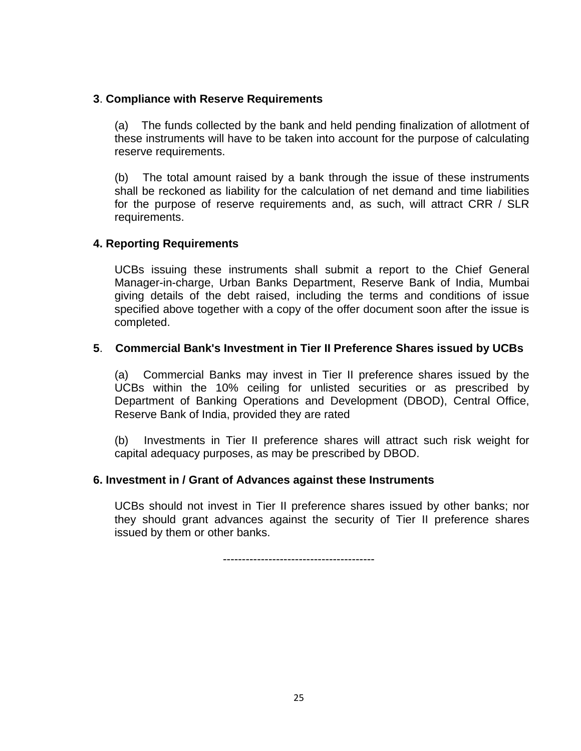**3**. **Compliance with Reserve Requirements**

(a) The funds collected by the bank and held pending finalization of allotment of these instruments will have to be taken into account for the purpose of calculating reserve requirements.

(b) The total amount raised by a bank through the issue of these instruments shall be reckoned as liability for the calculation of net demand and time liabilities for the purpose of reserve requirements and, as such, will attract CRR / SLR requirements.

**4. Reporting Requirements**

UCBs issuing these instruments shall submit a report to the Chief General Manager-in-charge, Urban Banks Department, Reserve Bank of India, Mumbai giving details of the debt raised, including the terms and conditions of issue specified above together with a copy of the offer document soon after the issue is completed.

**5**. **Commercial Bank's Investment in Tier II Preference Shares issued by UCBs**

(a) Commercial Banks may invest in Tier II preference shares issued by the UCBs within the 10% ceiling for unlisted securities or as prescribed by Department of Banking Operations and Development (DBOD), Central Office, Reserve Bank of India, provided they are rated

(b) Investments in Tier II preference shares will attract such risk weight for capital adequacy purposes, as may be prescribed by DBOD.

**6. Investment in / Grant of Advances against these Instruments**

UCBs should not invest in Tier II preference shares issued by other banks; nor they should grant advances against the security of Tier II preference shares issued by them or other banks.

---------------------------------------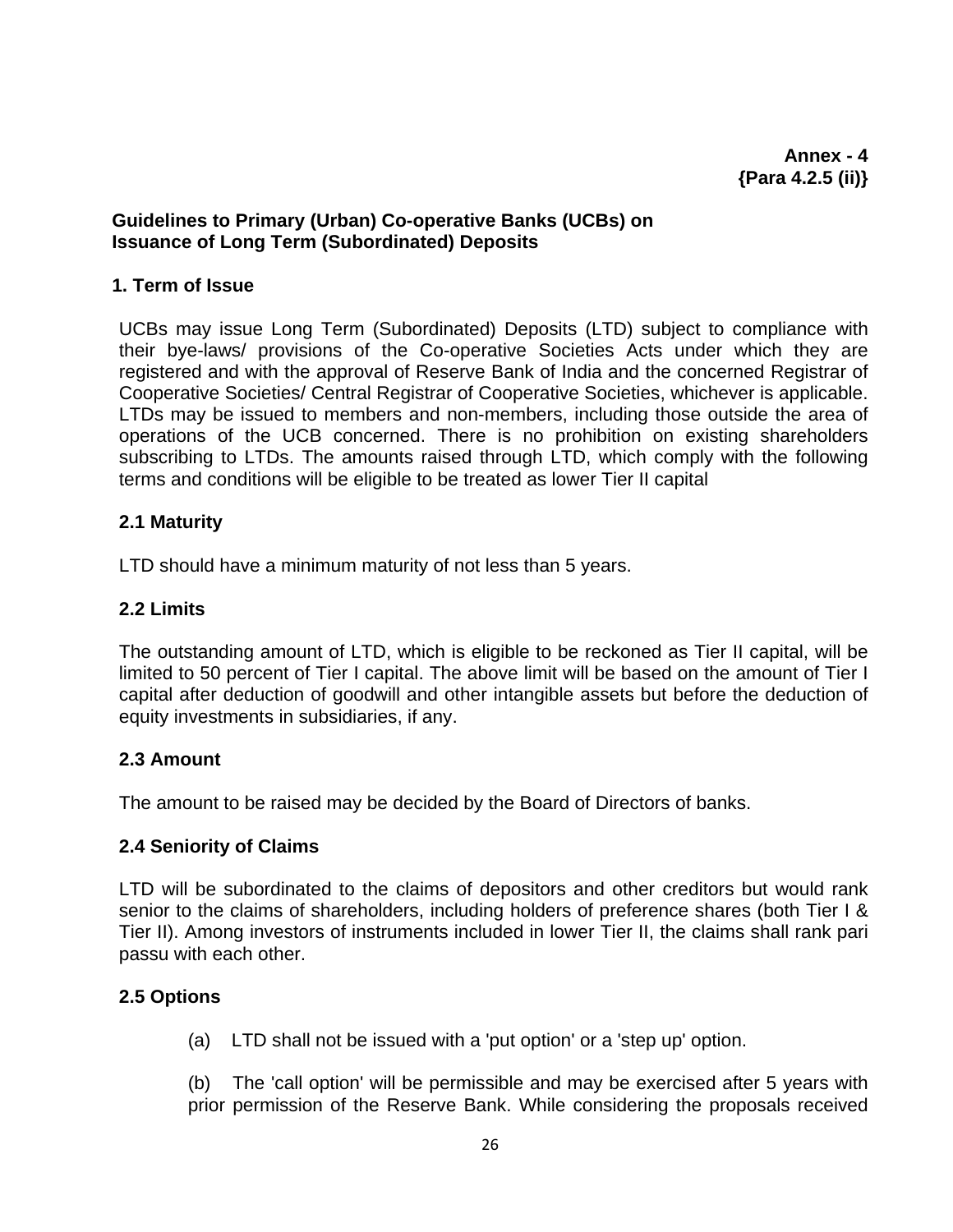**Annex - 4**
**{Para 4.2.5 (ii)}**

## Guidelines to Primary (Urban) Co-operative Banks (UCBs) on Issuance of Long Term (Subordinated) Deposits

### 1. Term of Issue

UCBs may issue Long Term (Subordinated) Deposits (LTD) subject to compliance with their bye-laws/ provisions of the Co-operative Societies Acts under which they are registered and with the approval of Reserve Bank of India and the concerned Registrar of Cooperative Societies/ Central Registrar of Cooperative Societies, whichever is applicable. LTDs may be issued to members and non-members, including those outside the area of operations of the UCB concerned. There is no prohibition on existing shareholders subscribing to LTDs. The amounts raised through LTD, which comply with the following terms and conditions will be eligible to be treated as lower Tier II capital

### 2.1 Maturity

LTD should have a minimum maturity of not less than 5 years.

### 2.2 Limits

The outstanding amount of LTD, which is eligible to be reckoned as Tier II capital, will be limited to 50 percent of Tier I capital. The above limit will be based on the amount of Tier I capital after deduction of goodwill and other intangible assets but before the deduction of equity investments in subsidiaries, if any.

### 2.3 Amount

The amount to be raised may be decided by the Board of Directors of banks.

### 2.4 Seniority of Claims

LTD will be subordinated to the claims of depositors and other creditors but would rank senior to the claims of shareholders, including holders of preference shares (both Tier I & Tier II). Among investors of instruments included in lower Tier II, the claims shall rank pari passu with each other.

### 2.5 Options

(a) LTD shall not be issued with a 'put option' or a 'step up' option.

(b) The 'call option' will be permissible and may be exercised after 5 years with prior permission of the Reserve Bank. While considering the proposals received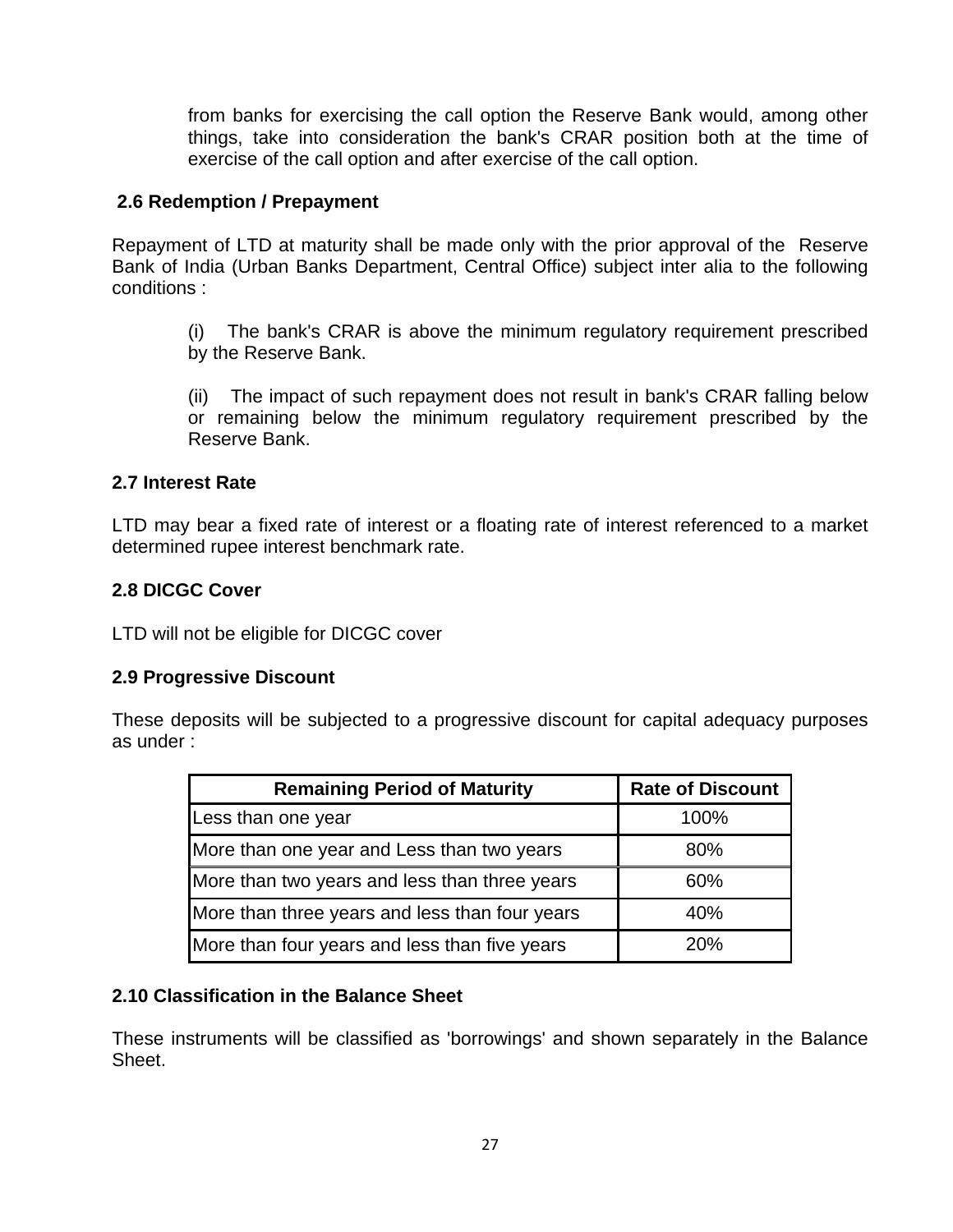from banks for exercising the call option the Reserve Bank would, among other things, take into consideration the bank's CRAR position both at the time of exercise of the call option and after exercise of the call option.

### 2.6 Redemption / Prepayment

Repayment of LTD at maturity shall be made only with the prior approval of the Reserve Bank of India (Urban Banks Department, Central Office) subject inter alia to the following conditions :

(i) The bank's CRAR is above the minimum regulatory requirement prescribed by the Reserve Bank.

(ii) The impact of such repayment does not result in bank's CRAR falling below or remaining below the minimum regulatory requirement prescribed by the Reserve Bank.

### 2.7 Interest Rate

LTD may bear a fixed rate of interest or a floating rate of interest referenced to a market determined rupee interest benchmark rate.

### 2.8 DICGC Cover

LTD will not be eligible for DICGC cover

### 2.9 Progressive Discount

These deposits will be subjected to a progressive discount for capital adequacy purposes as under :

| Remaining Period of Maturity | Rate of Discount |
|---|---|
| Less than one year | 100% |
| More than one year and Less than two years | 80% |
| More than two years and less than three years | 60% |
| More than three years and less than four years | 40% |
| More than four years and less than five years | 20% |

### 2.10 Classification in the Balance Sheet

These instruments will be classified as 'borrowings' and shown separately in the Balance Sheet.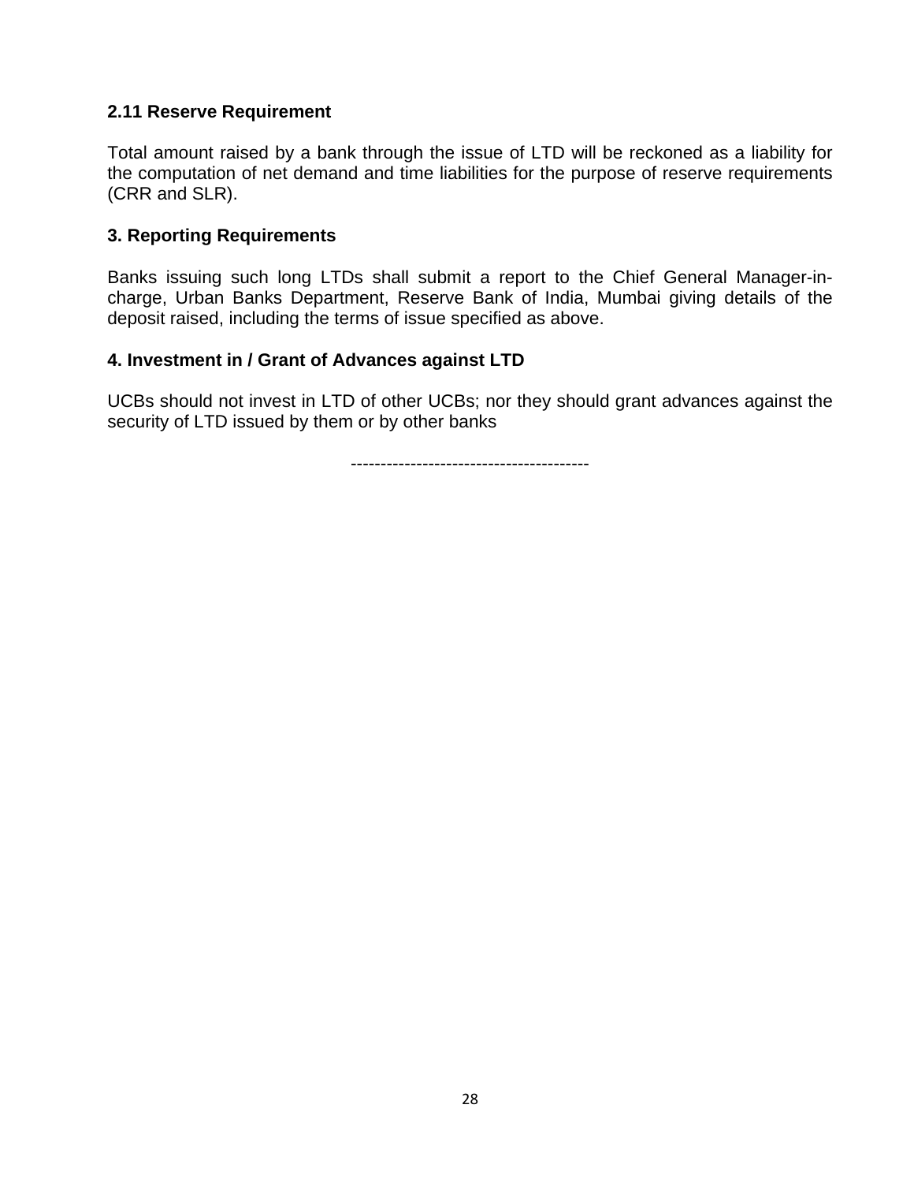### 2.11 Reserve Requirement

Total amount raised by a bank through the issue of LTD will be reckoned as a liability for the computation of net demand and time liabilities for the purpose of reserve requirements (CRR and SLR).

## 3. Reporting Requirements

Banks issuing such long LTDs shall submit a report to the Chief General Manager-in-charge, Urban Banks Department, Reserve Bank of India, Mumbai giving details of the deposit raised, including the terms of issue specified as above.

## 4. Investment in / Grant of Advances against LTD

UCBs should not invest in LTD of other UCBs; nor they should grant advances against the security of LTD issued by them or by other banks

---------------------------------------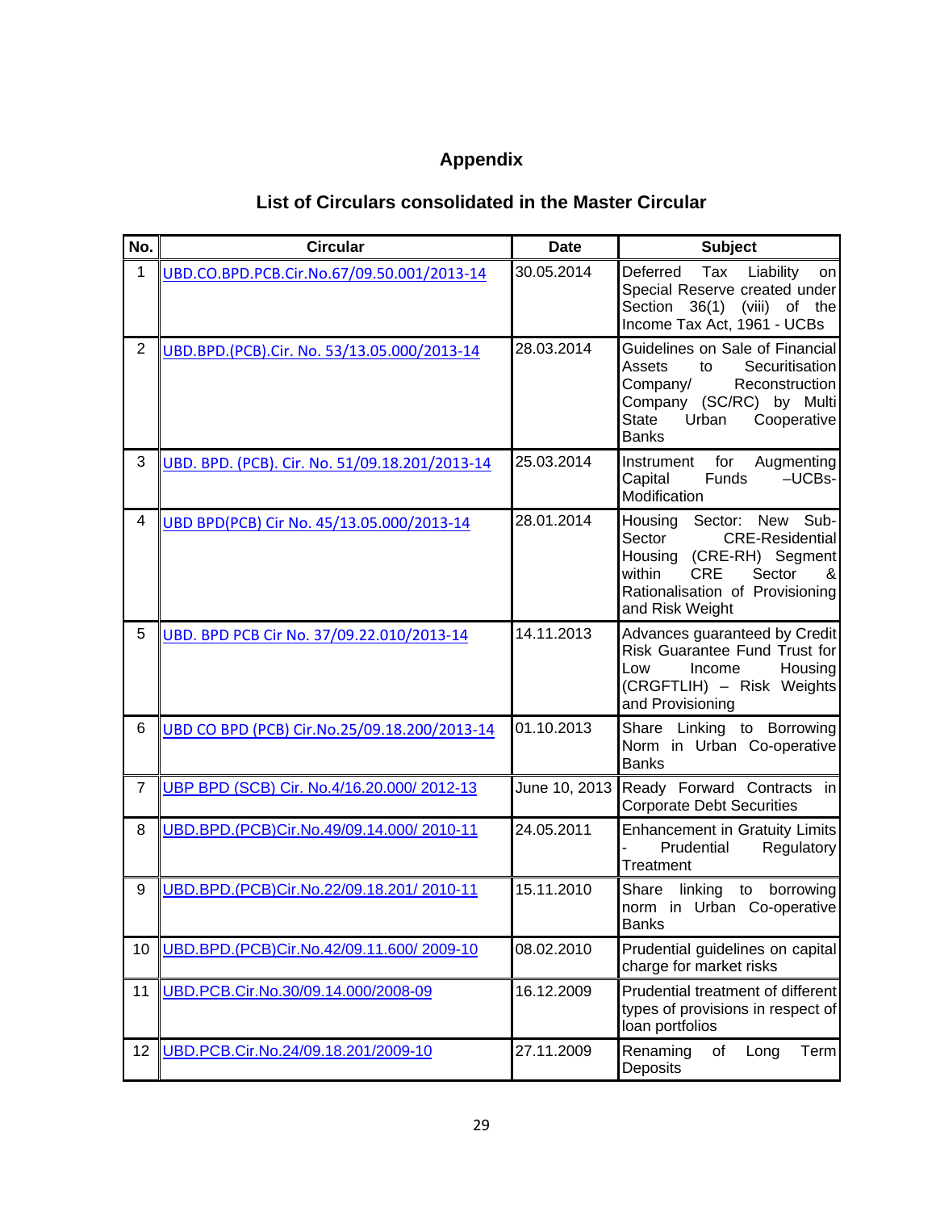# Appendix

## List of Circulars consolidated in the Master Circular

| No. | Circular | Date | Subject |
|---|---|---|---|
| 1 | UBD.CO.BPD.PCB.Cir.No.67/09.50.001/2013-14 | 30.05.2014 | Deferred Tax Liability on Special Reserve created under Section 36(1) (viii) of the Income Tax Act, 1961 - UCBs |
| 2 | UBD.BPD.(PCB).Cir. No. 53/13.05.000/2013-14 | 28.03.2014 | Guidelines on Sale of Financial Assets to Securitisation Company/ Reconstruction Company (SC/RC) by Multi State Urban Cooperative Banks |
| 3 | UBD. BPD. (PCB). Cir. No. 51/09.18.201/2013-14 | 25.03.2014 | Instrument for Augmenting Capital Funds –UCBs- Modification |
| 4 | UBD BPD(PCB) Cir No. 45/13.05.000/2013-14 | 28.01.2014 | Housing Sector: New Sub-Sector CRE-Residential Housing (CRE-RH) Segment within CRE Sector & Rationalisation of Provisioning and Risk Weight |
| 5 | UBD. BPD PCB Cir No. 37/09.22.010/2013-14 | 14.11.2013 | Advances guaranteed by Credit Risk Guarantee Fund Trust for Low Income Housing (CRGFTLIH) – Risk Weights and Provisioning |
| 6 | UBD CO BPD (PCB) Cir.No.25/09.18.200/2013-14 | 01.10.2013 | Share Linking to Borrowing Norm in Urban Co-operative Banks |
| 7 | UBP BPD (SCB) Cir. No.4/16.20.000/ 2012-13 | June 10, 2013 | Ready Forward Contracts in Corporate Debt Securities |
| 8 | UBD.BPD.(PCB)Cir.No.49/09.14.000/ 2010-11 | 24.05.2011 | Enhancement in Gratuity Limits - Prudential Regulatory Treatment |
| 9 | UBD.BPD.(PCB)Cir.No.22/09.18.201/ 2010-11 | 15.11.2010 | Share linking to borrowing norm in Urban Co-operative Banks |
| 10 | UBD.BPD.(PCB)Cir.No.42/09.11.600/ 2009-10 | 08.02.2010 | Prudential guidelines on capital charge for market risks |
| 11 | UBD.PCB.Cir.No.30/09.14.000/2008-09 | 16.12.2009 | Prudential treatment of different types of provisions in respect of loan portfolios |
| 12 | UBD.PCB.Cir.No.24/09.18.201/2009-10 | 27.11.2009 | Renaming of Long Term Deposits |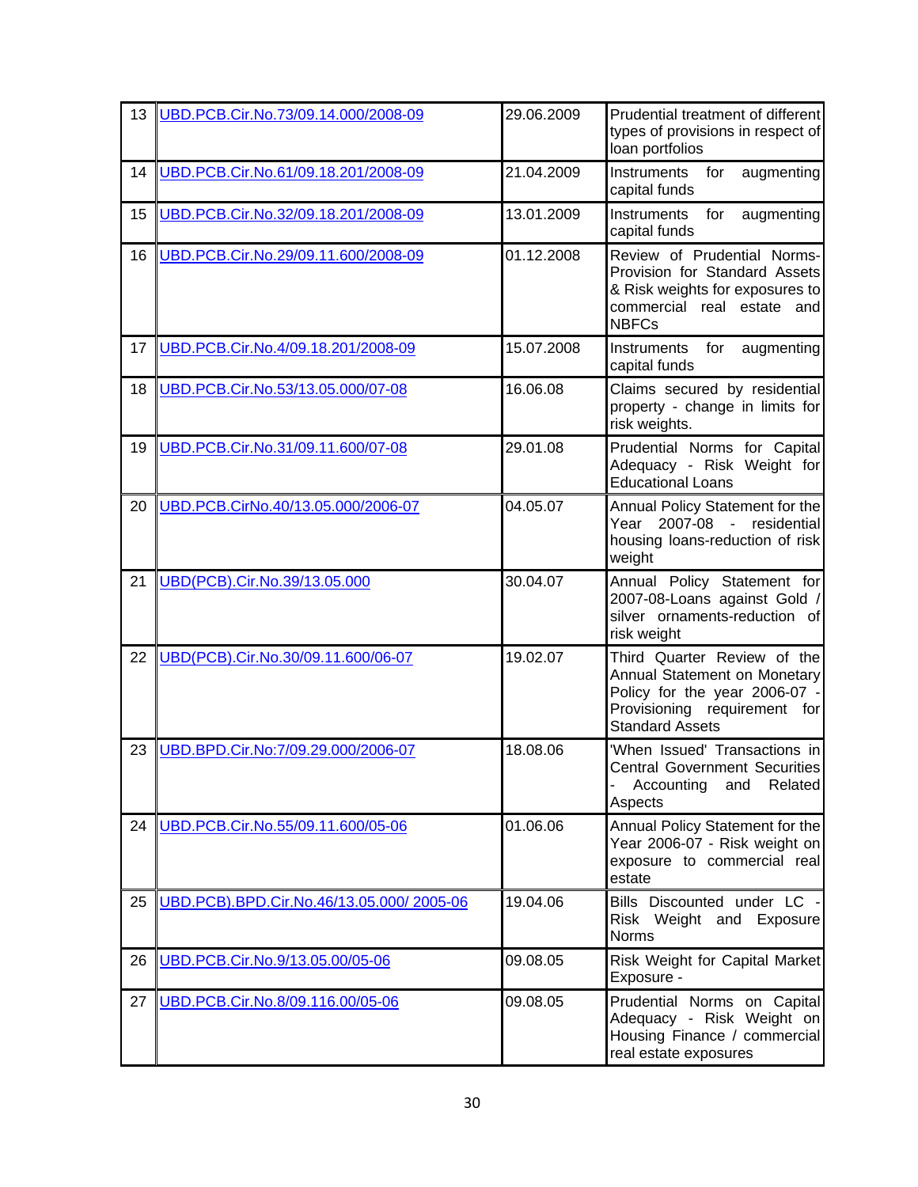| 13 | UBD.PCB.Cir.No.73/09.14.000/2008-09 | 29.06.2009 | Prudential treatment of different types of provisions in respect of loan portfolios |
|---|---|---|---|
| 14 | UBD.PCB.Cir.No.61/09.18.201/2008-09 | 21.04.2009 | Instruments for augmenting capital funds |
| 15 | UBD.PCB.Cir.No.32/09.18.201/2008-09 | 13.01.2009 | Instruments for augmenting capital funds |
| 16 | UBD.PCB.Cir.No.29/09.11.600/2008-09 | 01.12.2008 | Review of Prudential Norms-Provision for Standard Assets & Risk weights for exposures to commercial real estate and NBFCs |
| 17 | UBD.PCB.Cir.No.4/09.18.201/2008-09 | 15.07.2008 | Instruments for augmenting capital funds |
| 18 | UBD.PCB.Cir.No.53/13.05.000/07-08 | 16.06.08 | Claims secured by residential property - change in limits for risk weights. |
| 19 | UBD.PCB.Cir.No.31/09.11.600/07-08 | 29.01.08 | Prudential Norms for Capital Adequacy - Risk Weight for Educational Loans |
| 20 | UBD.PCB.CirNo.40/13.05.000/2006-07 | 04.05.07 | Annual Policy Statement for the Year 2007-08 - residential housing loans-reduction of risk weight |
| 21 | UBD(PCB).Cir.No.39/13.05.000 | 30.04.07 | Annual Policy Statement for 2007-08-Loans against Gold / silver ornaments-reduction of risk weight |
| 22 | UBD(PCB).Cir.No.30/09.11.600/06-07 | 19.02.07 | Third Quarter Review of the Annual Statement on Monetary Policy for the year 2006-07 - Provisioning requirement for Standard Assets |
| 23 | UBD.BPD.Cir.No:7/09.29.000/2006-07 | 18.08.06 | 'When Issued' Transactions in Central Government Securities - Accounting and Related Aspects |
| 24 | UBD.PCB.Cir.No.55/09.11.600/05-06 | 01.06.06 | Annual Policy Statement for the Year 2006-07 - Risk weight on exposure to commercial real estate |
| 25 | UBD.PCB).BPD.Cir.No.46/13.05.000/ 2005-06 | 19.04.06 | Bills Discounted under LC - Risk Weight and Exposure Norms |
| 26 | UBD.PCB.Cir.No.9/13.05.00/05-06 | 09.08.05 | Risk Weight for Capital Market Exposure - |
| 27 | UBD.PCB.Cir.No.8/09.116.00/05-06 | 09.08.05 | Prudential Norms on Capital Adequacy - Risk Weight on Housing Finance / commercial real estate exposures |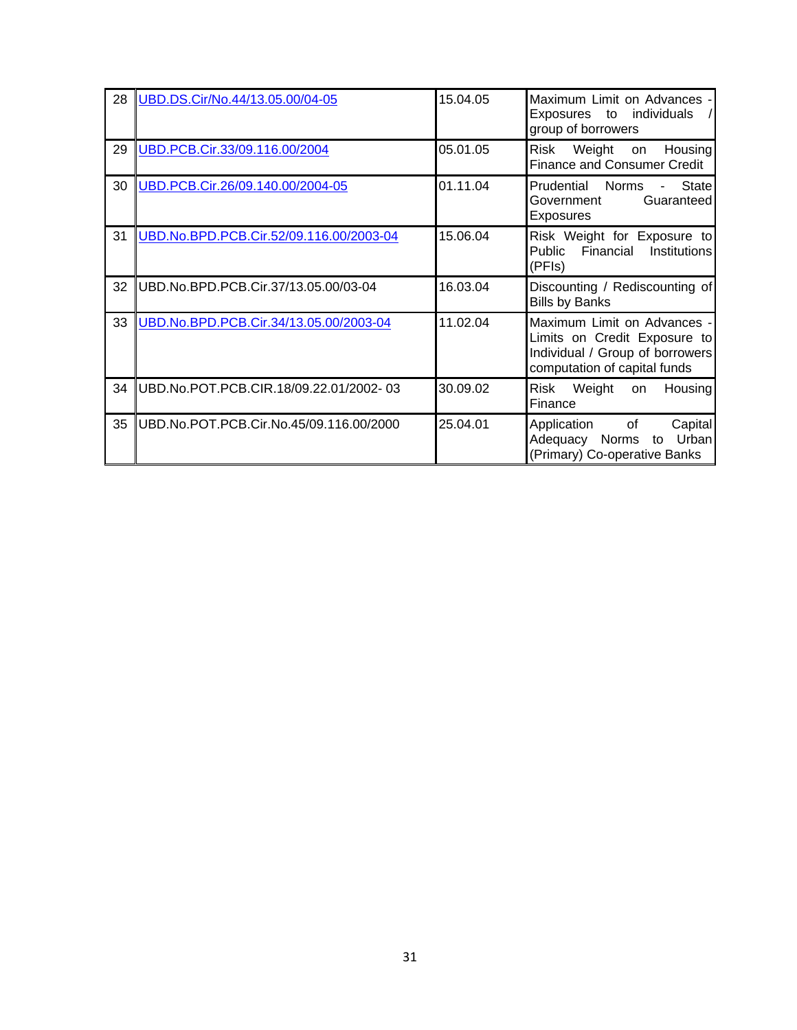| | | | |
|---|---|---|---|
| 28 | UBD.DS.Cir/No.44/13.05.00/04-05 | 15.04.05 | Maximum Limit on Advances - Exposures to individuals / group of borrowers |
| 29 | UBD.PCB.Cir.33/09.116.00/2004 | 05.01.05 | Risk Weight on Housing Finance and Consumer Credit |
| 30 | UBD.PCB.Cir.26/09.140.00/2004-05 | 01.11.04 | Prudential Norms - State Government Guaranteed Exposures |
| 31 | UBD.No.BPD.PCB.Cir.52/09.116.00/2003-04 | 15.06.04 | Risk Weight for Exposure to Public Financial Institutions (PFIs) |
| 32 | UBD.No.BPD.PCB.Cir.37/13.05.00/03-04 | 16.03.04 | Discounting / Rediscounting of Bills by Banks |
| 33 | UBD.No.BPD.PCB.Cir.34/13.05.00/2003-04 | 11.02.04 | Maximum Limit on Advances - Limits on Credit Exposure to Individual / Group of borrowers computation of capital funds |
| 34 | UBD.No.POT.PCB.CIR.18/09.22.01/2002- 03 | 30.09.02 | Risk Weight on Housing Finance |
| 35 | UBD.No.POT.PCB.Cir.No.45/09.116.00/2000 | 25.04.01 | Application of Capital Adequacy Norms to Urban (Primary) Co-operative Banks |